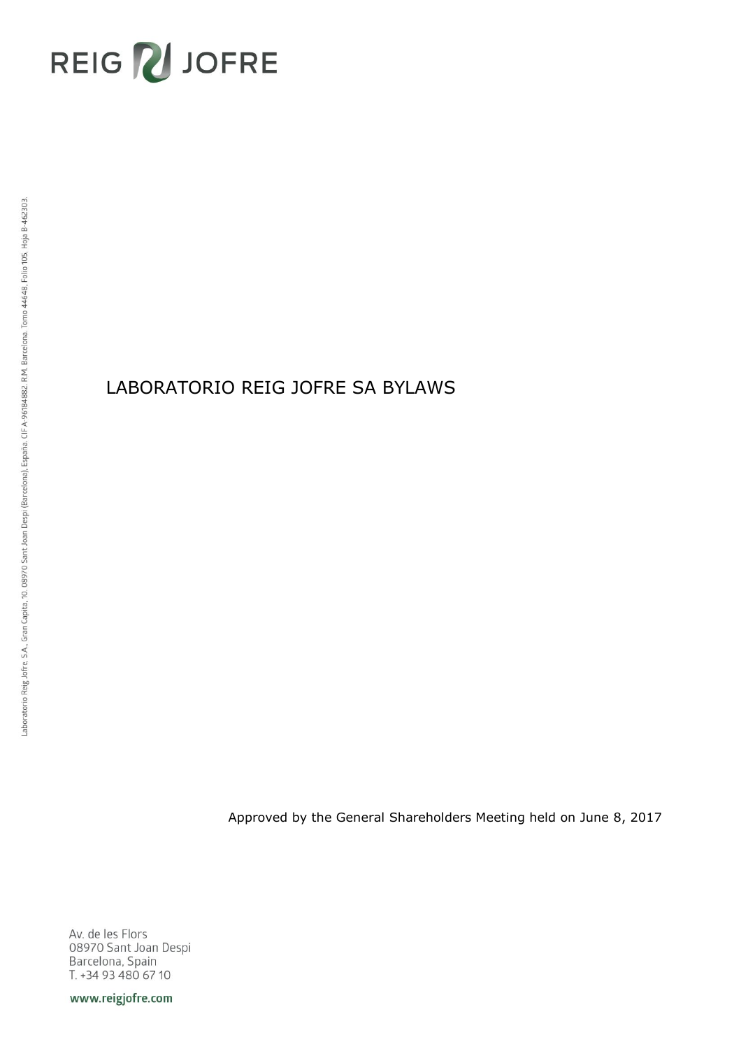# LABORATORIO REIG JOFRE SA BYLAWS

Approved by the General Shareholders Meeting held on June 8, 2017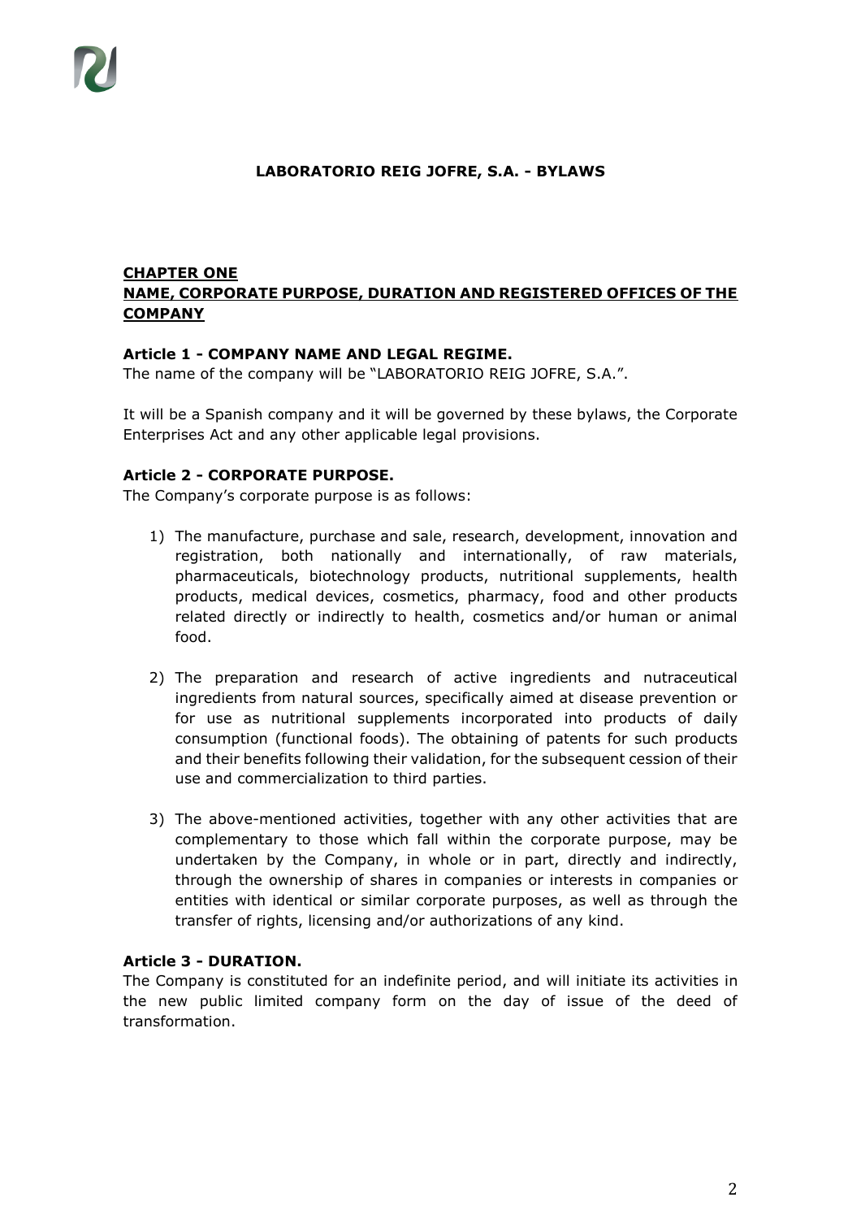# LABORATORIO REIG JOFRE, S.A. - BYLAWS

## CHAPTER ONE
## NAME, CORPORATE PURPOSE, DURATION AND REGISTERED OFFICES OF THE COMPANY

### Article 1 - COMPANY NAME AND LEGAL REGIME.

The name of the company will be "LABORATORIO REIG JOFRE, S.A.".

It will be a Spanish company and it will be governed by these bylaws, the Corporate Enterprises Act and any other applicable legal provisions.

### Article 2 - CORPORATE PURPOSE.

The Company's corporate purpose is as follows:

1) The manufacture, purchase and sale, research, development, innovation and registration, both nationally and internationally, of raw materials, pharmaceuticals, biotechnology products, nutritional supplements, health products, medical devices, cosmetics, pharmacy, food and other products related directly or indirectly to health, cosmetics and/or human or animal food.

2) The preparation and research of active ingredients and nutraceutical ingredients from natural sources, specifically aimed at disease prevention or for use as nutritional supplements incorporated into products of daily consumption (functional foods). The obtaining of patents for such products and their benefits following their validation, for the subsequent cession of their use and commercialization to third parties.

3) The above-mentioned activities, together with any other activities that are complementary to those which fall within the corporate purpose, may be undertaken by the Company, in whole or in part, directly and indirectly, through the ownership of shares in companies or interests in companies or entities with identical or similar corporate purposes, as well as through the transfer of rights, licensing and/or authorizations of any kind.

### Article 3 - DURATION.

The Company is constituted for an indefinite period, and will initiate its activities in the new public limited company form on the day of issue of the deed of transformation.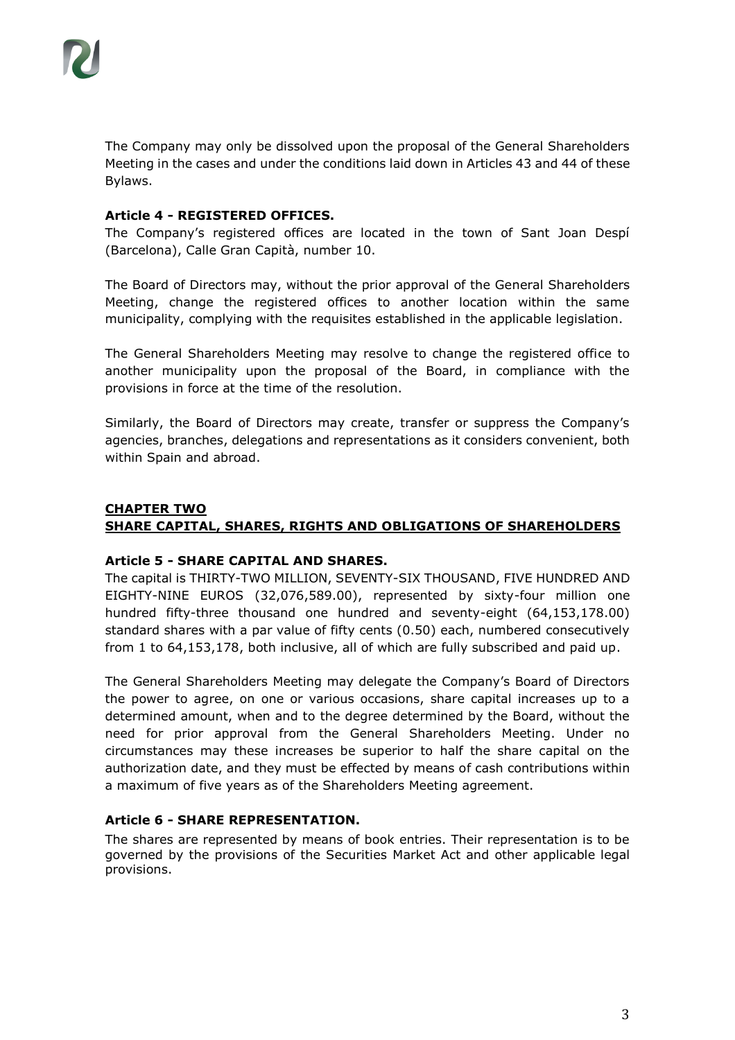The Company may only be dissolved upon the proposal of the General Shareholders Meeting in the cases and under the conditions laid down in Articles 43 and 44 of these Bylaws.

### Article 4 - REGISTERED OFFICES.

The Company's registered offices are located in the town of Sant Joan Despí (Barcelona), Calle Gran Capità, number 10.

The Board of Directors may, without the prior approval of the General Shareholders Meeting, change the registered offices to another location within the same municipality, complying with the requisites established in the applicable legislation.

The General Shareholders Meeting may resolve to change the registered office to another municipality upon the proposal of the Board, in compliance with the provisions in force at the time of the resolution.

Similarly, the Board of Directors may create, transfer or suppress the Company's agencies, branches, delegations and representations as it considers convenient, both within Spain and abroad.

## CHAPTER TWO
## SHARE CAPITAL, SHARES, RIGHTS AND OBLIGATIONS OF SHAREHOLDERS

### Article 5 - SHARE CAPITAL AND SHARES.

The capital is THIRTY-TWO MILLION, SEVENTY-SIX THOUSAND, FIVE HUNDRED AND EIGHTY-NINE EUROS (32,076,589.00), represented by sixty-four million one hundred fifty-three thousand one hundred and seventy-eight (64,153,178.00) standard shares with a par value of fifty cents (0.50) each, numbered consecutively from 1 to 64,153,178, both inclusive, all of which are fully subscribed and paid up.

The General Shareholders Meeting may delegate the Company's Board of Directors the power to agree, on one or various occasions, share capital increases up to a determined amount, when and to the degree determined by the Board, without the need for prior approval from the General Shareholders Meeting. Under no circumstances may these increases be superior to half the share capital on the authorization date, and they must be effected by means of cash contributions within a maximum of five years as of the Shareholders Meeting agreement.

### Article 6 - SHARE REPRESENTATION.

The shares are represented by means of book entries. Their representation is to be governed by the provisions of the Securities Market Act and other applicable legal provisions.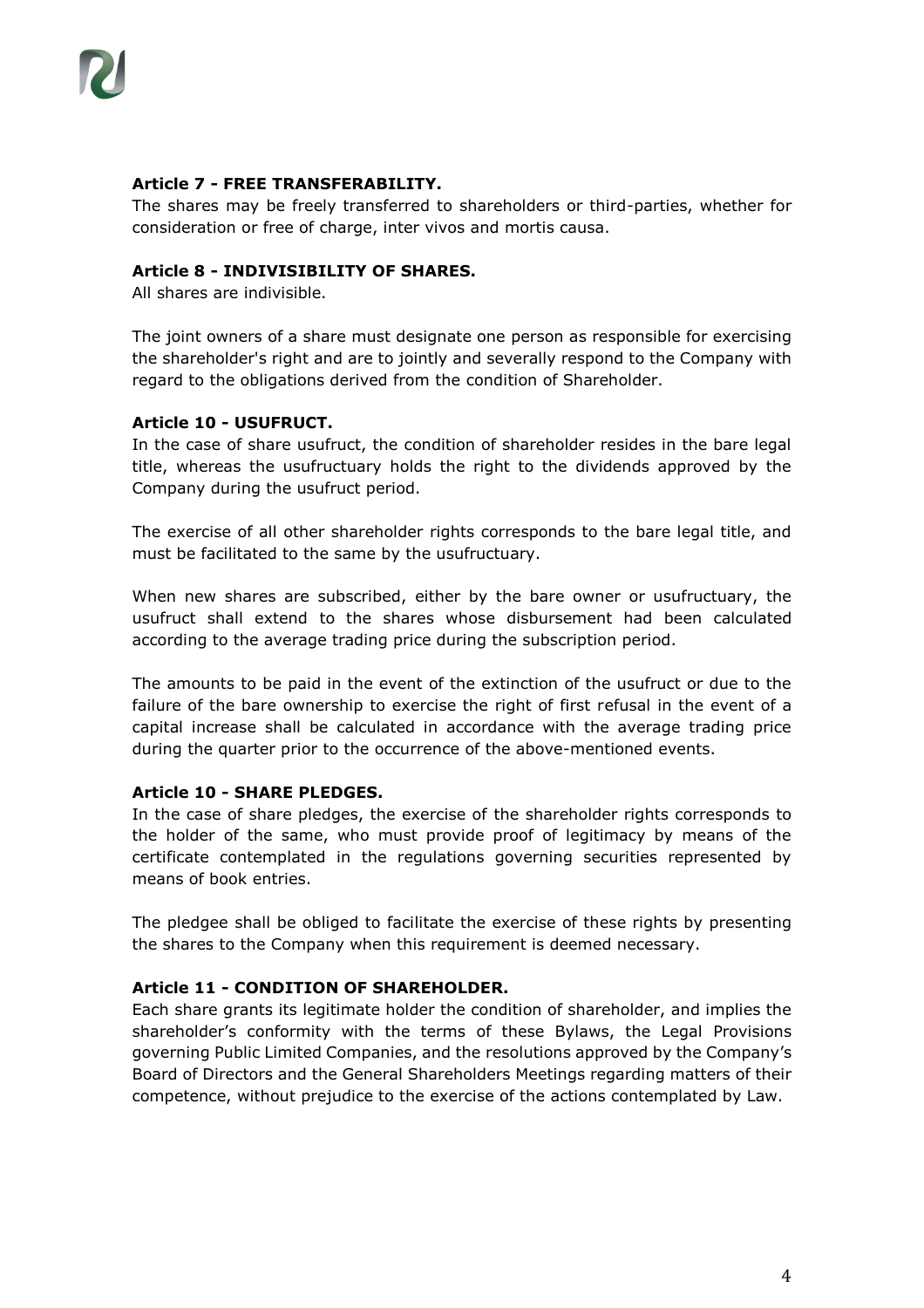**Article 7 - FREE TRANSFERABILITY.**

The shares may be freely transferred to shareholders or third-parties, whether for consideration or free of charge, inter vivos and mortis causa.

**Article 8 - INDIVISIBILITY OF SHARES.**

All shares are indivisible.

The joint owners of a share must designate one person as responsible for exercising the shareholder's right and are to jointly and severally respond to the Company with regard to the obligations derived from the condition of Shareholder.

**Article 10 - USUFRUCT.**

In the case of share usufruct, the condition of shareholder resides in the bare legal title, whereas the usufructuary holds the right to the dividends approved by the Company during the usufruct period.

The exercise of all other shareholder rights corresponds to the bare legal title, and must be facilitated to the same by the usufructuary.

When new shares are subscribed, either by the bare owner or usufructuary, the usufruct shall extend to the shares whose disbursement had been calculated according to the average trading price during the subscription period.

The amounts to be paid in the event of the extinction of the usufruct or due to the failure of the bare ownership to exercise the right of first refusal in the event of a capital increase shall be calculated in accordance with the average trading price during the quarter prior to the occurrence of the above-mentioned events.

**Article 10 - SHARE PLEDGES.**

In the case of share pledges, the exercise of the shareholder rights corresponds to the holder of the same, who must provide proof of legitimacy by means of the certificate contemplated in the regulations governing securities represented by means of book entries.

The pledgee shall be obliged to facilitate the exercise of these rights by presenting the shares to the Company when this requirement is deemed necessary.

**Article 11 - CONDITION OF SHAREHOLDER.**

Each share grants its legitimate holder the condition of shareholder, and implies the shareholder's conformity with the terms of these Bylaws, the Legal Provisions governing Public Limited Companies, and the resolutions approved by the Company's Board of Directors and the General Shareholders Meetings regarding matters of their competence, without prejudice to the exercise of the actions contemplated by Law.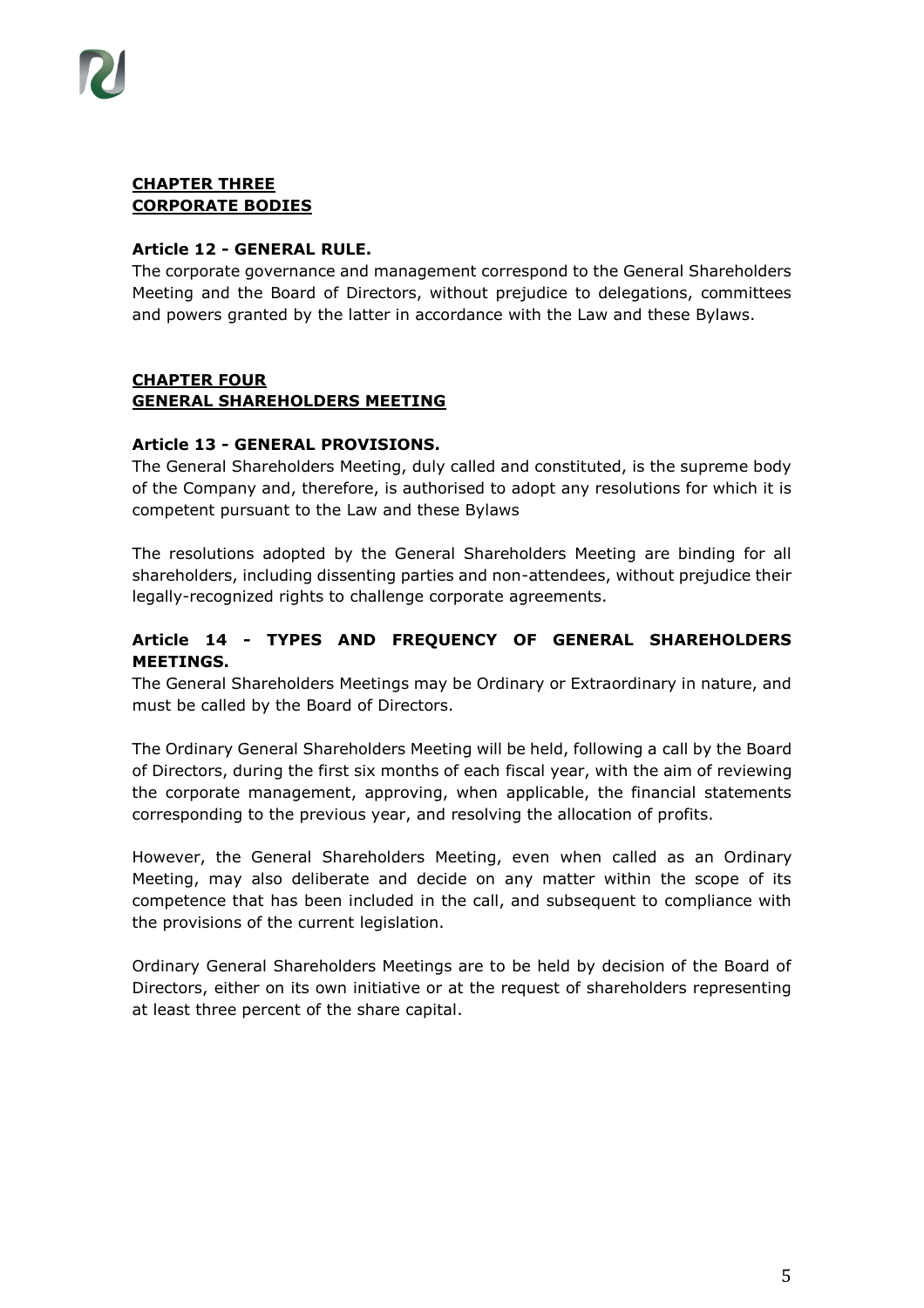## CHAPTER THREE
## CORPORATE BODIES

### Article 12 - GENERAL RULE.

The corporate governance and management correspond to the General Shareholders Meeting and the Board of Directors, without prejudice to delegations, committees and powers granted by the latter in accordance with the Law and these Bylaws.

## CHAPTER FOUR
## GENERAL SHAREHOLDERS MEETING

### Article 13 - GENERAL PROVISIONS.

The General Shareholders Meeting, duly called and constituted, is the supreme body of the Company and, therefore, is authorised to adopt any resolutions for which it is competent pursuant to the Law and these Bylaws

The resolutions adopted by the General Shareholders Meeting are binding for all shareholders, including dissenting parties and non-attendees, without prejudice their legally-recognized rights to challenge corporate agreements.

### Article 14 - TYPES AND FREQUENCY OF GENERAL SHAREHOLDERS MEETINGS.

The General Shareholders Meetings may be Ordinary or Extraordinary in nature, and must be called by the Board of Directors.

The Ordinary General Shareholders Meeting will be held, following a call by the Board of Directors, during the first six months of each fiscal year, with the aim of reviewing the corporate management, approving, when applicable, the financial statements corresponding to the previous year, and resolving the allocation of profits.

However, the General Shareholders Meeting, even when called as an Ordinary Meeting, may also deliberate and decide on any matter within the scope of its competence that has been included in the call, and subsequent to compliance with the provisions of the current legislation.

Ordinary General Shareholders Meetings are to be held by decision of the Board of Directors, either on its own initiative or at the request of shareholders representing at least three percent of the share capital.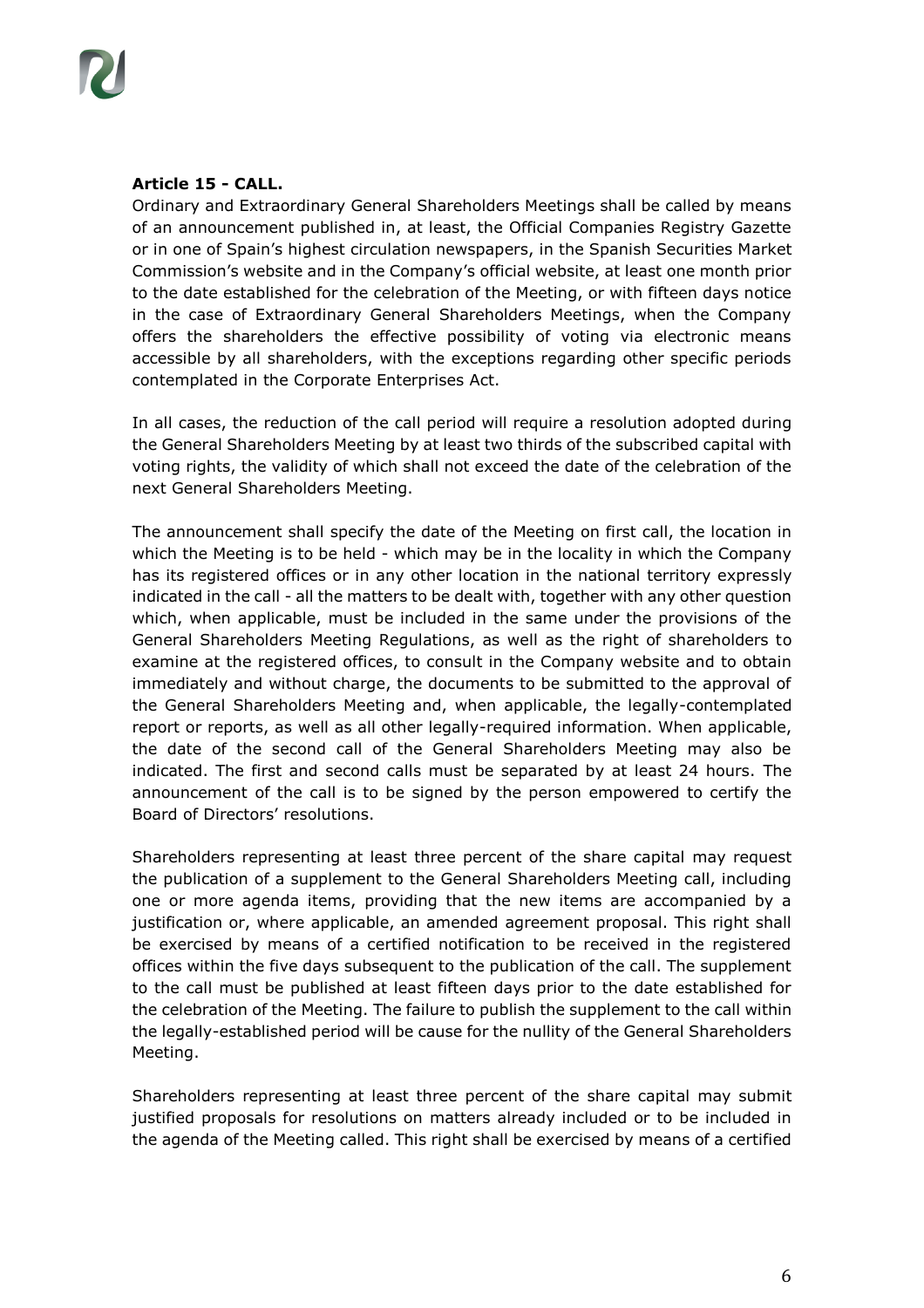**Article 15 - CALL.**

Ordinary and Extraordinary General Shareholders Meetings shall be called by means of an announcement published in, at least, the Official Companies Registry Gazette or in one of Spain's highest circulation newspapers, in the Spanish Securities Market Commission's website and in the Company's official website, at least one month prior to the date established for the celebration of the Meeting, or with fifteen days notice in the case of Extraordinary General Shareholders Meetings, when the Company offers the shareholders the effective possibility of voting via electronic means accessible by all shareholders, with the exceptions regarding other specific periods contemplated in the Corporate Enterprises Act.

In all cases, the reduction of the call period will require a resolution adopted during the General Shareholders Meeting by at least two thirds of the subscribed capital with voting rights, the validity of which shall not exceed the date of the celebration of the next General Shareholders Meeting.

The announcement shall specify the date of the Meeting on first call, the location in which the Meeting is to be held - which may be in the locality in which the Company has its registered offices or in any other location in the national territory expressly indicated in the call - all the matters to be dealt with, together with any other question which, when applicable, must be included in the same under the provisions of the General Shareholders Meeting Regulations, as well as the right of shareholders to examine at the registered offices, to consult in the Company website and to obtain immediately and without charge, the documents to be submitted to the approval of the General Shareholders Meeting and, when applicable, the legally-contemplated report or reports, as well as all other legally-required information. When applicable, the date of the second call of the General Shareholders Meeting may also be indicated. The first and second calls must be separated by at least 24 hours. The announcement of the call is to be signed by the person empowered to certify the Board of Directors' resolutions.

Shareholders representing at least three percent of the share capital may request the publication of a supplement to the General Shareholders Meeting call, including one or more agenda items, providing that the new items are accompanied by a justification or, where applicable, an amended agreement proposal. This right shall be exercised by means of a certified notification to be received in the registered offices within the five days subsequent to the publication of the call. The supplement to the call must be published at least fifteen days prior to the date established for the celebration of the Meeting. The failure to publish the supplement to the call within the legally-established period will be cause for the nullity of the General Shareholders Meeting.

Shareholders representing at least three percent of the share capital may submit justified proposals for resolutions on matters already included or to be included in the agenda of the Meeting called. This right shall be exercised by means of a certified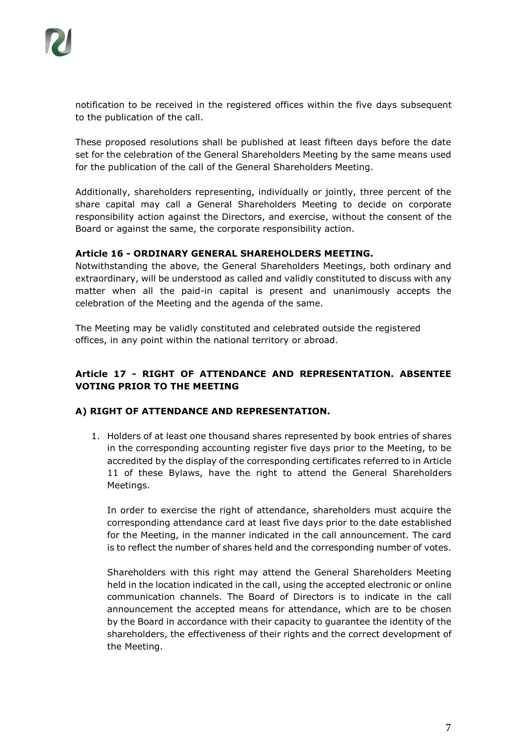notification to be received in the registered offices within the five days subsequent to the publication of the call.

These proposed resolutions shall be published at least fifteen days before the date set for the celebration of the General Shareholders Meeting by the same means used for the publication of the call of the General Shareholders Meeting.

Additionally, shareholders representing, individually or jointly, three percent of the share capital may call a General Shareholders Meeting to decide on corporate responsibility action against the Directors, and exercise, without the consent of the Board or against the same, the corporate responsibility action.

**Article 16 - ORDINARY GENERAL SHAREHOLDERS MEETING.**
Notwithstanding the above, the General Shareholders Meetings, both ordinary and extraordinary, will be understood as called and validly constituted to discuss with any matter when all the paid-in capital is present and unanimously accepts the celebration of the Meeting and the agenda of the same.

The Meeting may be validly constituted and celebrated outside the registered offices, in any point within the national territory or abroad.

**Article 17 - RIGHT OF ATTENDANCE AND REPRESENTATION. ABSENTEE VOTING PRIOR TO THE MEETING**

**A) RIGHT OF ATTENDANCE AND REPRESENTATION.**

1. Holders of at least one thousand shares represented by book entries of shares in the corresponding accounting register five days prior to the Meeting, to be accredited by the display of the corresponding certificates referred to in Article 11 of these Bylaws, have the right to attend the General Shareholders Meetings.

   In order to exercise the right of attendance, shareholders must acquire the corresponding attendance card at least five days prior to the date established for the Meeting, in the manner indicated in the call announcement. The card is to reflect the number of shares held and the corresponding number of votes.

   Shareholders with this right may attend the General Shareholders Meeting held in the location indicated in the call, using the accepted electronic or online communication channels. The Board of Directors is to indicate in the call announcement the accepted means for attendance, which are to be chosen by the Board in accordance with their capacity to guarantee the identity of the shareholders, the effectiveness of their rights and the correct development of the Meeting.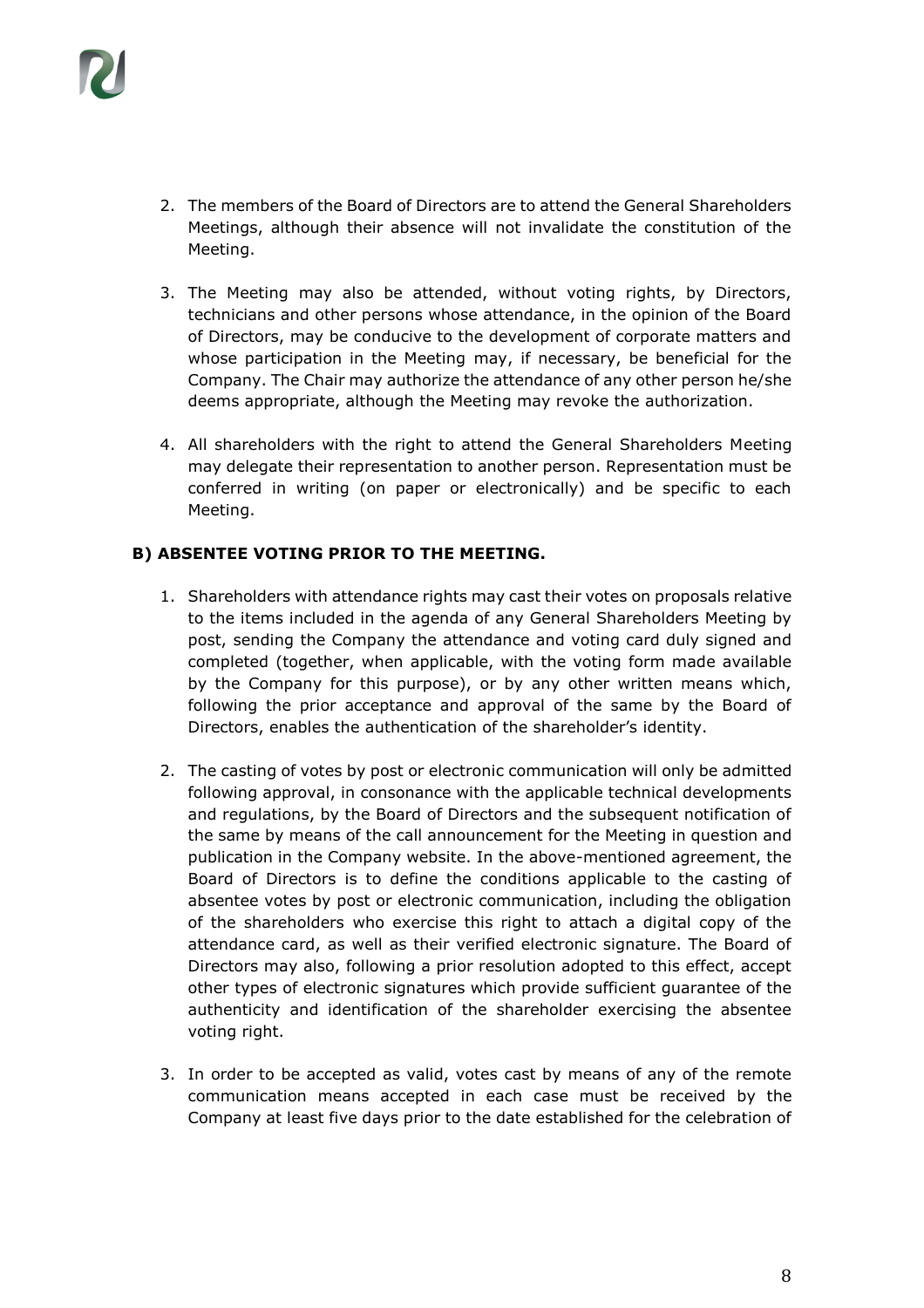2. The members of the Board of Directors are to attend the General Shareholders Meetings, although their absence will not invalidate the constitution of the Meeting.

3. The Meeting may also be attended, without voting rights, by Directors, technicians and other persons whose attendance, in the opinion of the Board of Directors, may be conducive to the development of corporate matters and whose participation in the Meeting may, if necessary, be beneficial for the Company. The Chair may authorize the attendance of any other person he/she deems appropriate, although the Meeting may revoke the authorization.

4. All shareholders with the right to attend the General Shareholders Meeting may delegate their representation to another person. Representation must be conferred in writing (on paper or electronically) and be specific to each Meeting.

**B) ABSENTEE VOTING PRIOR TO THE MEETING.**

1. Shareholders with attendance rights may cast their votes on proposals relative to the items included in the agenda of any General Shareholders Meeting by post, sending the Company the attendance and voting card duly signed and completed (together, when applicable, with the voting form made available by the Company for this purpose), or by any other written means which, following the prior acceptance and approval of the same by the Board of Directors, enables the authentication of the shareholder's identity.

2. The casting of votes by post or electronic communication will only be admitted following approval, in consonance with the applicable technical developments and regulations, by the Board of Directors and the subsequent notification of the same by means of the call announcement for the Meeting in question and publication in the Company website. In the above-mentioned agreement, the Board of Directors is to define the conditions applicable to the casting of absentee votes by post or electronic communication, including the obligation of the shareholders who exercise this right to attach a digital copy of the attendance card, as well as their verified electronic signature. The Board of Directors may also, following a prior resolution adopted to this effect, accept other types of electronic signatures which provide sufficient guarantee of the authenticity and identification of the shareholder exercising the absentee voting right.

3. In order to be accepted as valid, votes cast by means of any of the remote communication means accepted in each case must be received by the Company at least five days prior to the date established for the celebration of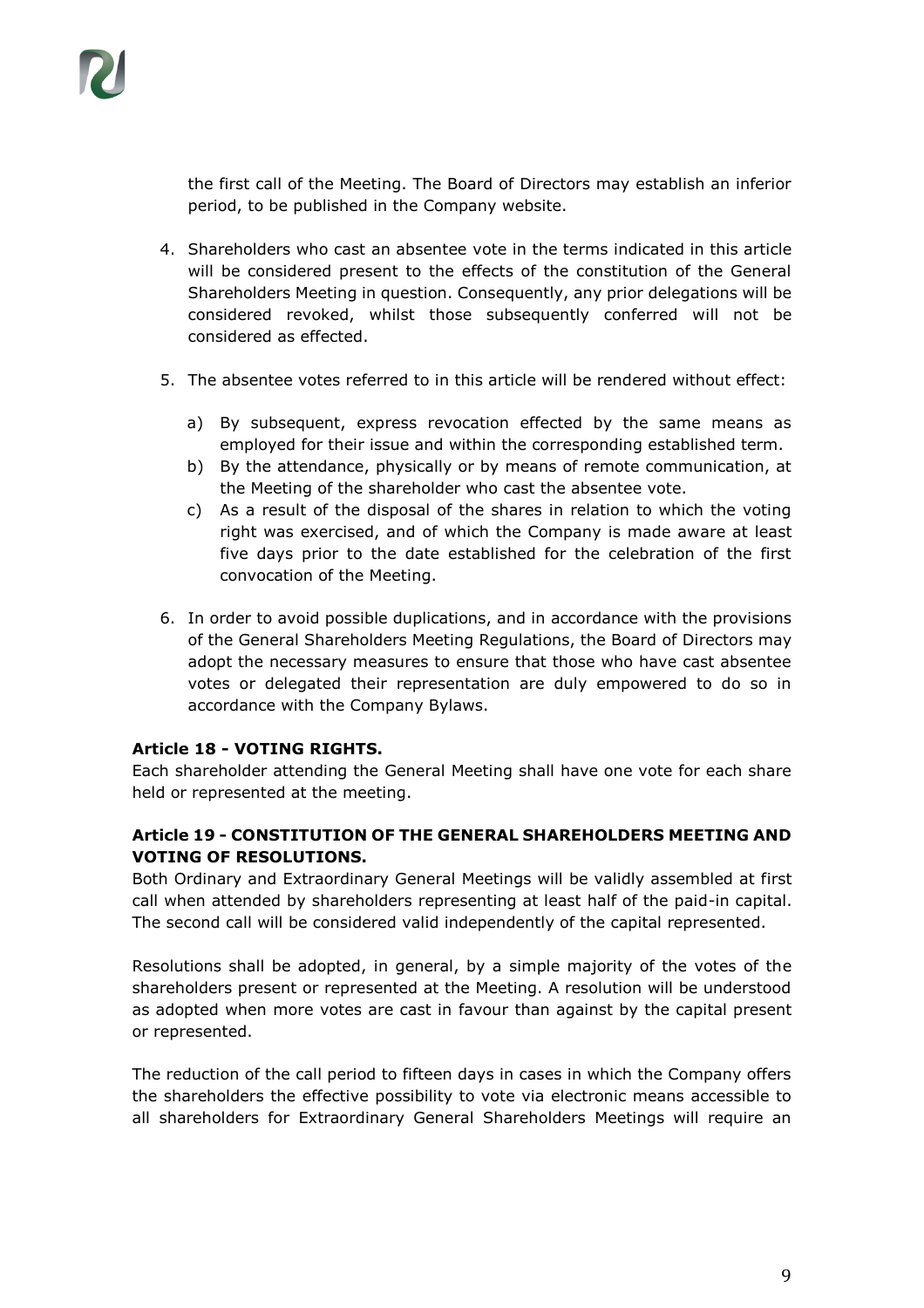the first call of the Meeting. The Board of Directors may establish an inferior period, to be published in the Company website.

4. Shareholders who cast an absentee vote in the terms indicated in this article will be considered present to the effects of the constitution of the General Shareholders Meeting in question. Consequently, any prior delegations will be considered revoked, whilst those subsequently conferred will not be considered as effected.

5. The absentee votes referred to in this article will be rendered without effect:

   a) By subsequent, express revocation effected by the same means as employed for their issue and within the corresponding established term.
   b) By the attendance, physically or by means of remote communication, at the Meeting of the shareholder who cast the absentee vote.
   c) As a result of the disposal of the shares in relation to which the voting right was exercised, and of which the Company is made aware at least five days prior to the date established for the celebration of the first convocation of the Meeting.

6. In order to avoid possible duplications, and in accordance with the provisions of the General Shareholders Meeting Regulations, the Board of Directors may adopt the necessary measures to ensure that those who have cast absentee votes or delegated their representation are duly empowered to do so in accordance with the Company Bylaws.

**Article 18 - VOTING RIGHTS.**

Each shareholder attending the General Meeting shall have one vote for each share held or represented at the meeting.

**Article 19 - CONSTITUTION OF THE GENERAL SHAREHOLDERS MEETING AND VOTING OF RESOLUTIONS.**

Both Ordinary and Extraordinary General Meetings will be validly assembled at first call when attended by shareholders representing at least half of the paid-in capital. The second call will be considered valid independently of the capital represented.

Resolutions shall be adopted, in general, by a simple majority of the votes of the shareholders present or represented at the Meeting. A resolution will be understood as adopted when more votes are cast in favour than against by the capital present or represented.

The reduction of the call period to fifteen days in cases in which the Company offers the shareholders the effective possibility to vote via electronic means accessible to all shareholders for Extraordinary General Shareholders Meetings will require an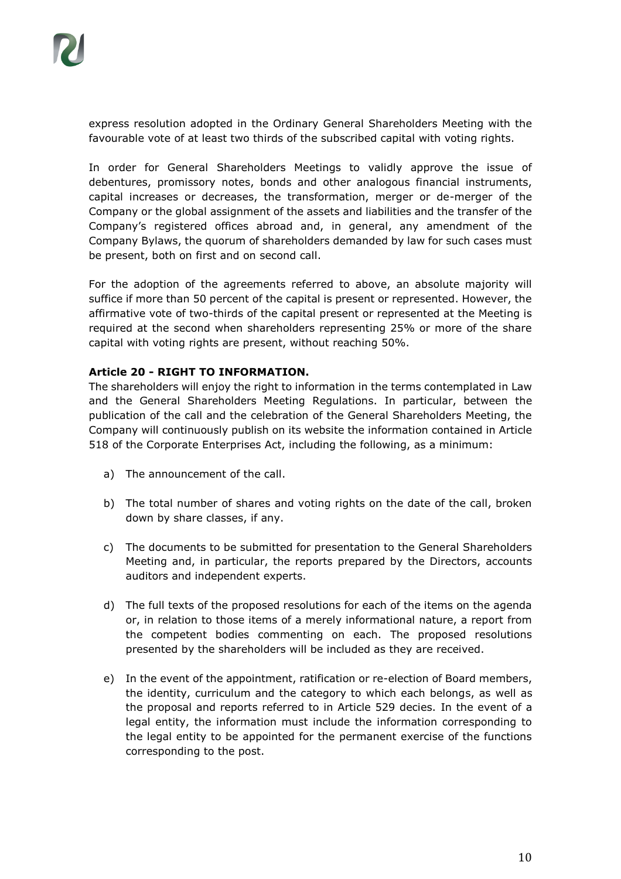express resolution adopted in the Ordinary General Shareholders Meeting with the favourable vote of at least two thirds of the subscribed capital with voting rights.

In order for General Shareholders Meetings to validly approve the issue of debentures, promissory notes, bonds and other analogous financial instruments, capital increases or decreases, the transformation, merger or de-merger of the Company or the global assignment of the assets and liabilities and the transfer of the Company's registered offices abroad and, in general, any amendment of the Company Bylaws, the quorum of shareholders demanded by law for such cases must be present, both on first and on second call.

For the adoption of the agreements referred to above, an absolute majority will suffice if more than 50 percent of the capital is present or represented. However, the affirmative vote of two-thirds of the capital present or represented at the Meeting is required at the second when shareholders representing 25% or more of the share capital with voting rights are present, without reaching 50%.

**Article 20 - RIGHT TO INFORMATION.**

The shareholders will enjoy the right to information in the terms contemplated in Law and the General Shareholders Meeting Regulations. In particular, between the publication of the call and the celebration of the General Shareholders Meeting, the Company will continuously publish on its website the information contained in Article 518 of the Corporate Enterprises Act, including the following, as a minimum:

a) The announcement of the call.

b) The total number of shares and voting rights on the date of the call, broken down by share classes, if any.

c) The documents to be submitted for presentation to the General Shareholders Meeting and, in particular, the reports prepared by the Directors, accounts auditors and independent experts.

d) The full texts of the proposed resolutions for each of the items on the agenda or, in relation to those items of a merely informational nature, a report from the competent bodies commenting on each. The proposed resolutions presented by the shareholders will be included as they are received.

e) In the event of the appointment, ratification or re-election of Board members, the identity, curriculum and the category to which each belongs, as well as the proposal and reports referred to in Article 529 decies. In the event of a legal entity, the information must include the information corresponding to the legal entity to be appointed for the permanent exercise of the functions corresponding to the post.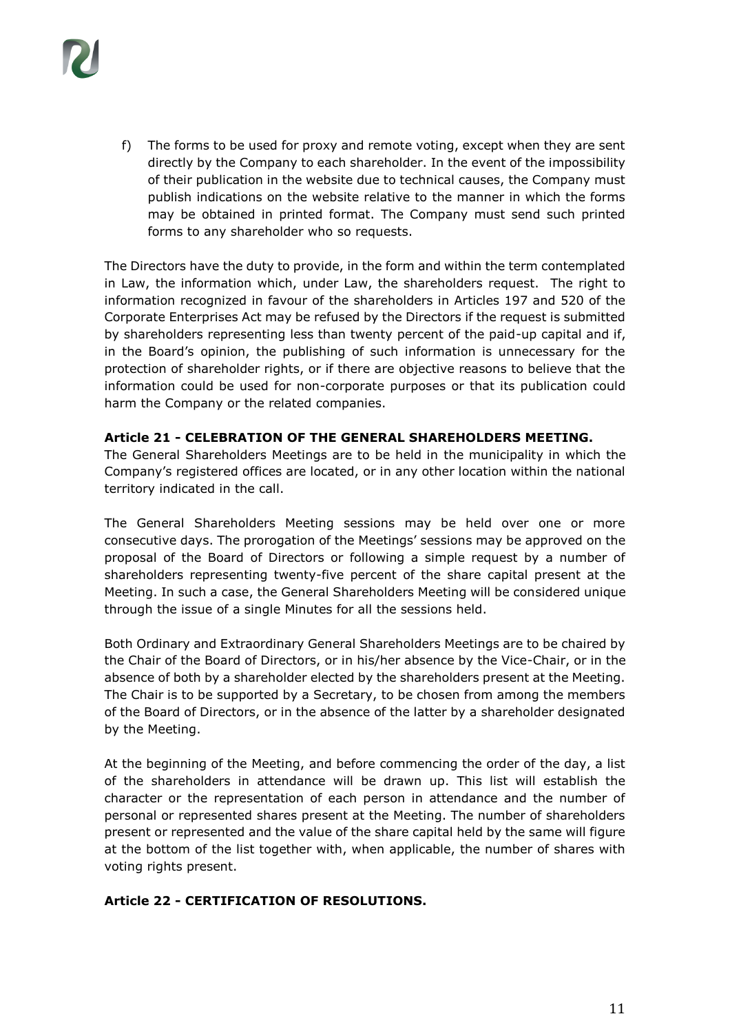f) The forms to be used for proxy and remote voting, except when they are sent directly by the Company to each shareholder. In the event of the impossibility of their publication in the website due to technical causes, the Company must publish indications on the website relative to the manner in which the forms may be obtained in printed format. The Company must send such printed forms to any shareholder who so requests.

The Directors have the duty to provide, in the form and within the term contemplated in Law, the information which, under Law, the shareholders request. The right to information recognized in favour of the shareholders in Articles 197 and 520 of the Corporate Enterprises Act may be refused by the Directors if the request is submitted by shareholders representing less than twenty percent of the paid-up capital and if, in the Board's opinion, the publishing of such information is unnecessary for the protection of shareholder rights, or if there are objective reasons to believe that the information could be used for non-corporate purposes or that its publication could harm the Company or the related companies.

**Article 21 - CELEBRATION OF THE GENERAL SHAREHOLDERS MEETING.**

The General Shareholders Meetings are to be held in the municipality in which the Company's registered offices are located, or in any other location within the national territory indicated in the call.

The General Shareholders Meeting sessions may be held over one or more consecutive days. The prorogation of the Meetings' sessions may be approved on the proposal of the Board of Directors or following a simple request by a number of shareholders representing twenty-five percent of the share capital present at the Meeting. In such a case, the General Shareholders Meeting will be considered unique through the issue of a single Minutes for all the sessions held.

Both Ordinary and Extraordinary General Shareholders Meetings are to be chaired by the Chair of the Board of Directors, or in his/her absence by the Vice-Chair, or in the absence of both by a shareholder elected by the shareholders present at the Meeting. The Chair is to be supported by a Secretary, to be chosen from among the members of the Board of Directors, or in the absence of the latter by a shareholder designated by the Meeting.

At the beginning of the Meeting, and before commencing the order of the day, a list of the shareholders in attendance will be drawn up. This list will establish the character or the representation of each person in attendance and the number of personal or represented shares present at the Meeting. The number of shareholders present or represented and the value of the share capital held by the same will figure at the bottom of the list together with, when applicable, the number of shares with voting rights present.

**Article 22 - CERTIFICATION OF RESOLUTIONS.**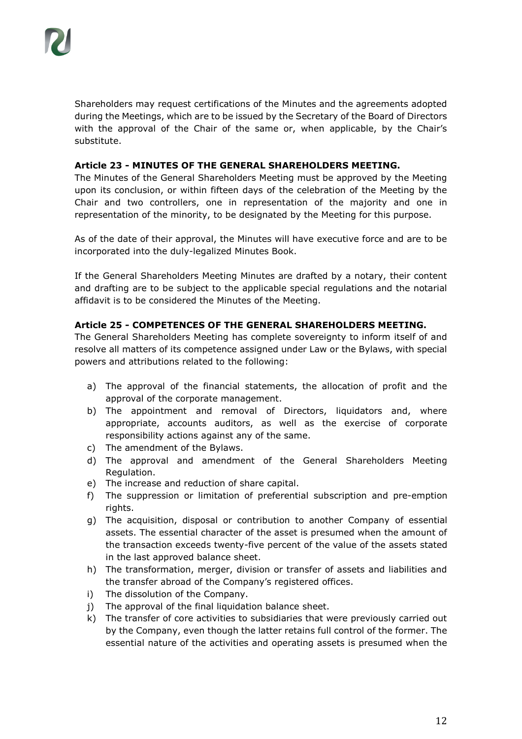Shareholders may request certifications of the Minutes and the agreements adopted during the Meetings, which are to be issued by the Secretary of the Board of Directors with the approval of the Chair of the same or, when applicable, by the Chair's substitute.

### Article 23 - MINUTES OF THE GENERAL SHAREHOLDERS MEETING.

The Minutes of the General Shareholders Meeting must be approved by the Meeting upon its conclusion, or within fifteen days of the celebration of the Meeting by the Chair and two controllers, one in representation of the majority and one in representation of the minority, to be designated by the Meeting for this purpose.

As of the date of their approval, the Minutes will have executive force and are to be incorporated into the duly-legalized Minutes Book.

If the General Shareholders Meeting Minutes are drafted by a notary, their content and drafting are to be subject to the applicable special regulations and the notarial affidavit is to be considered the Minutes of the Meeting.

### Article 25 - COMPETENCES OF THE GENERAL SHAREHOLDERS MEETING.

The General Shareholders Meeting has complete sovereignty to inform itself of and resolve all matters of its competence assigned under Law or the Bylaws, with special powers and attributions related to the following:

a) The approval of the financial statements, the allocation of profit and the approval of the corporate management.
b) The appointment and removal of Directors, liquidators and, where appropriate, accounts auditors, as well as the exercise of corporate responsibility actions against any of the same.
c) The amendment of the Bylaws.
d) The approval and amendment of the General Shareholders Meeting Regulation.
e) The increase and reduction of share capital.
f) The suppression or limitation of preferential subscription and pre-emption rights.
g) The acquisition, disposal or contribution to another Company of essential assets. The essential character of the asset is presumed when the amount of the transaction exceeds twenty-five percent of the value of the assets stated in the last approved balance sheet.
h) The transformation, merger, division or transfer of assets and liabilities and the transfer abroad of the Company's registered offices.
i) The dissolution of the Company.
j) The approval of the final liquidation balance sheet.
k) The transfer of core activities to subsidiaries that were previously carried out by the Company, even though the latter retains full control of the former. The essential nature of the activities and operating assets is presumed when the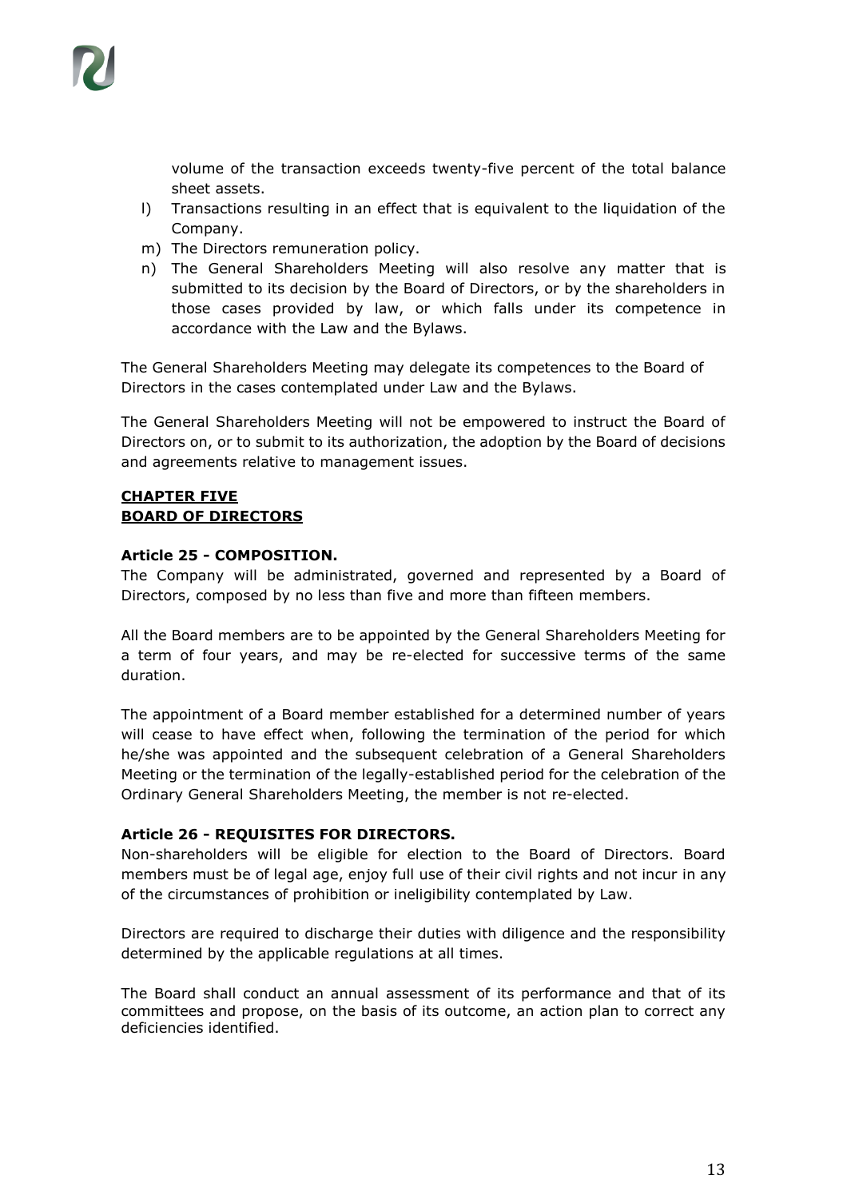volume of the transaction exceeds twenty-five percent of the total balance sheet assets.

l) Transactions resulting in an effect that is equivalent to the liquidation of the Company.
m) The Directors remuneration policy.
n) The General Shareholders Meeting will also resolve any matter that is submitted to its decision by the Board of Directors, or by the shareholders in those cases provided by law, or which falls under its competence in accordance with the Law and the Bylaws.

The General Shareholders Meeting may delegate its competences to the Board of Directors in the cases contemplated under Law and the Bylaws.

The General Shareholders Meeting will not be empowered to instruct the Board of Directors on, or to submit to its authorization, the adoption by the Board of decisions and agreements relative to management issues.

## CHAPTER FIVE
## BOARD OF DIRECTORS

### Article 25 - COMPOSITION.

The Company will be administrated, governed and represented by a Board of Directors, composed by no less than five and more than fifteen members.

All the Board members are to be appointed by the General Shareholders Meeting for a term of four years, and may be re-elected for successive terms of the same duration.

The appointment of a Board member established for a determined number of years will cease to have effect when, following the termination of the period for which he/she was appointed and the subsequent celebration of a General Shareholders Meeting or the termination of the legally-established period for the celebration of the Ordinary General Shareholders Meeting, the member is not re-elected.

### Article 26 - REQUISITES FOR DIRECTORS.

Non-shareholders will be eligible for election to the Board of Directors. Board members must be of legal age, enjoy full use of their civil rights and not incur in any of the circumstances of prohibition or ineligibility contemplated by Law.

Directors are required to discharge their duties with diligence and the responsibility determined by the applicable regulations at all times.

The Board shall conduct an annual assessment of its performance and that of its committees and propose, on the basis of its outcome, an action plan to correct any deficiencies identified.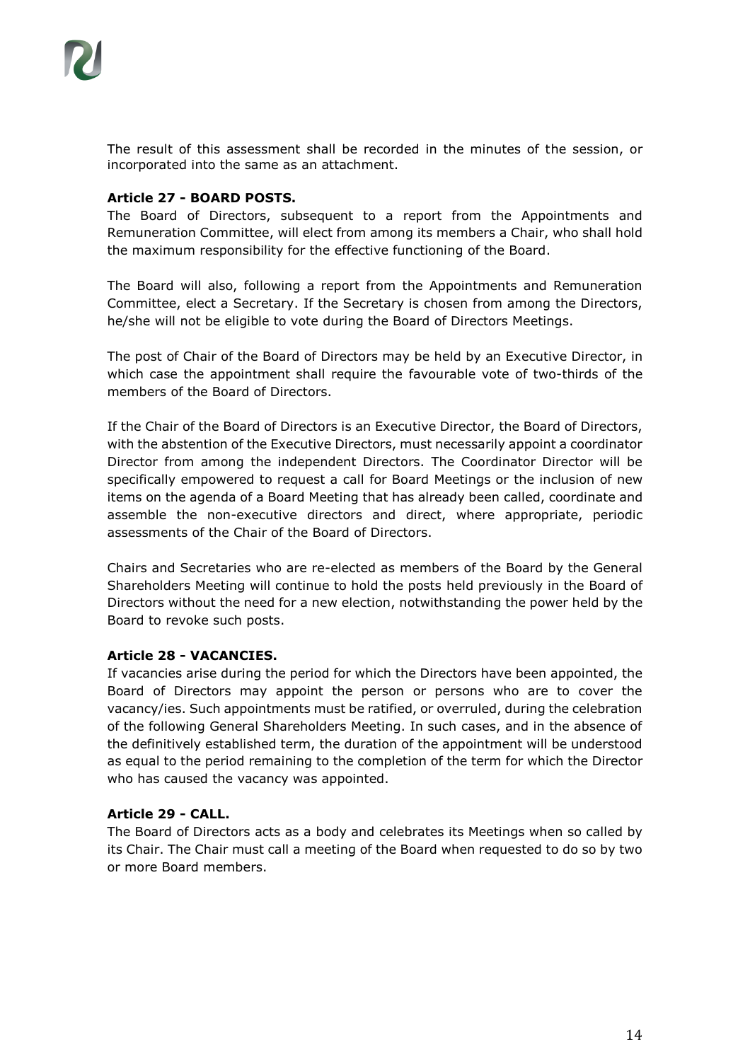The result of this assessment shall be recorded in the minutes of the session, or incorporated into the same as an attachment.

**Article 27 - BOARD POSTS.**

The Board of Directors, subsequent to a report from the Appointments and Remuneration Committee, will elect from among its members a Chair, who shall hold the maximum responsibility for the effective functioning of the Board.

The Board will also, following a report from the Appointments and Remuneration Committee, elect a Secretary. If the Secretary is chosen from among the Directors, he/she will not be eligible to vote during the Board of Directors Meetings.

The post of Chair of the Board of Directors may be held by an Executive Director, in which case the appointment shall require the favourable vote of two-thirds of the members of the Board of Directors.

If the Chair of the Board of Directors is an Executive Director, the Board of Directors, with the abstention of the Executive Directors, must necessarily appoint a coordinator Director from among the independent Directors. The Coordinator Director will be specifically empowered to request a call for Board Meetings or the inclusion of new items on the agenda of a Board Meeting that has already been called, coordinate and assemble the non-executive directors and direct, where appropriate, periodic assessments of the Chair of the Board of Directors.

Chairs and Secretaries who are re-elected as members of the Board by the General Shareholders Meeting will continue to hold the posts held previously in the Board of Directors without the need for a new election, notwithstanding the power held by the Board to revoke such posts.

**Article 28 - VACANCIES.**

If vacancies arise during the period for which the Directors have been appointed, the Board of Directors may appoint the person or persons who are to cover the vacancy/ies. Such appointments must be ratified, or overruled, during the celebration of the following General Shareholders Meeting. In such cases, and in the absence of the definitively established term, the duration of the appointment will be understood as equal to the period remaining to the completion of the term for which the Director who has caused the vacancy was appointed.

**Article 29 - CALL.**

The Board of Directors acts as a body and celebrates its Meetings when so called by its Chair. The Chair must call a meeting of the Board when requested to do so by two or more Board members.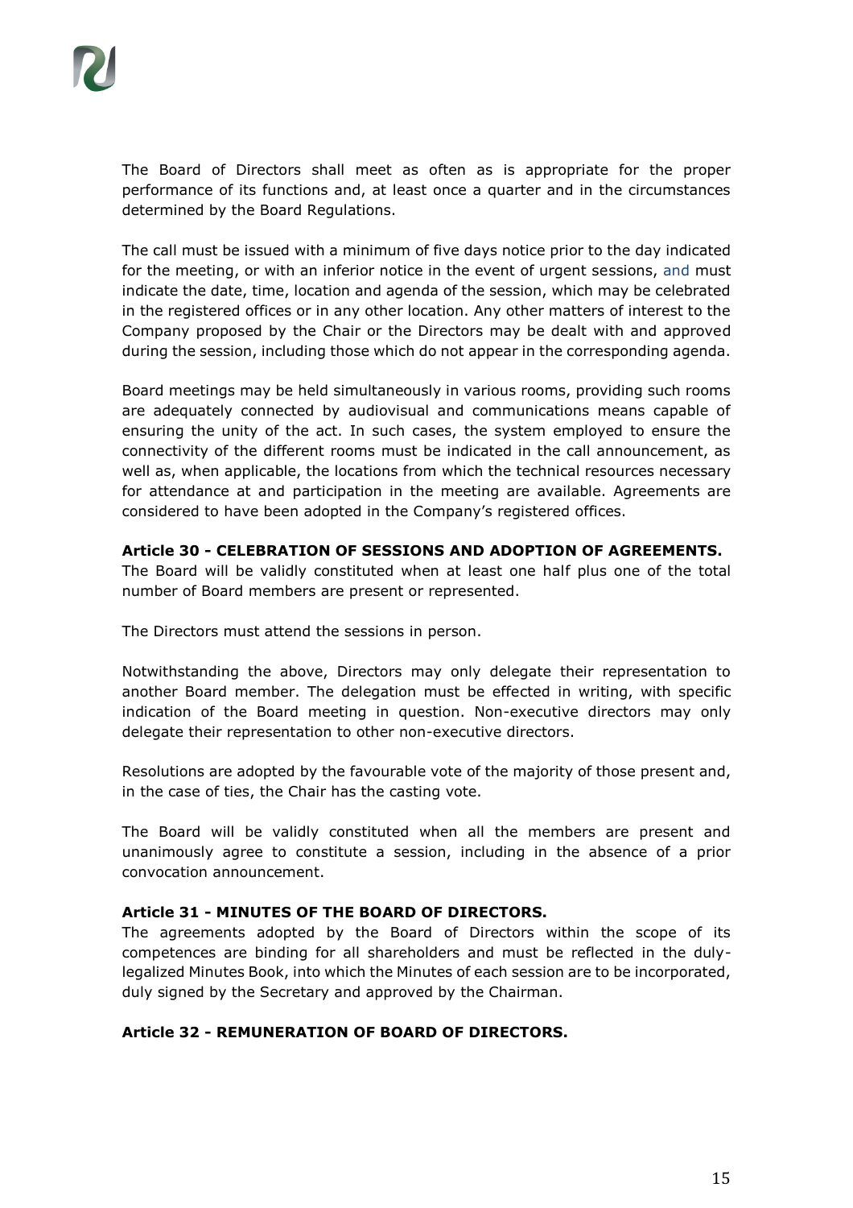The Board of Directors shall meet as often as is appropriate for the proper performance of its functions and, at least once a quarter and in the circumstances determined by the Board Regulations.

The call must be issued with a minimum of five days notice prior to the day indicated for the meeting, or with an inferior notice in the event of urgent sessions, and must indicate the date, time, location and agenda of the session, which may be celebrated in the registered offices or in any other location. Any other matters of interest to the Company proposed by the Chair or the Directors may be dealt with and approved during the session, including those which do not appear in the corresponding agenda.

Board meetings may be held simultaneously in various rooms, providing such rooms are adequately connected by audiovisual and communications means capable of ensuring the unity of the act. In such cases, the system employed to ensure the connectivity of the different rooms must be indicated in the call announcement, as well as, when applicable, the locations from which the technical resources necessary for attendance at and participation in the meeting are available. Agreements are considered to have been adopted in the Company's registered offices.

**Article 30 - CELEBRATION OF SESSIONS AND ADOPTION OF AGREEMENTS.**

The Board will be validly constituted when at least one half plus one of the total number of Board members are present or represented.

The Directors must attend the sessions in person.

Notwithstanding the above, Directors may only delegate their representation to another Board member. The delegation must be effected in writing, with specific indication of the Board meeting in question. Non-executive directors may only delegate their representation to other non-executive directors.

Resolutions are adopted by the favourable vote of the majority of those present and, in the case of ties, the Chair has the casting vote.

The Board will be validly constituted when all the members are present and unanimously agree to constitute a session, including in the absence of a prior convocation announcement.

**Article 31 - MINUTES OF THE BOARD OF DIRECTORS.**

The agreements adopted by the Board of Directors within the scope of its competences are binding for all shareholders and must be reflected in the duly-legalized Minutes Book, into which the Minutes of each session are to be incorporated, duly signed by the Secretary and approved by the Chairman.

**Article 32 - REMUNERATION OF BOARD OF DIRECTORS.**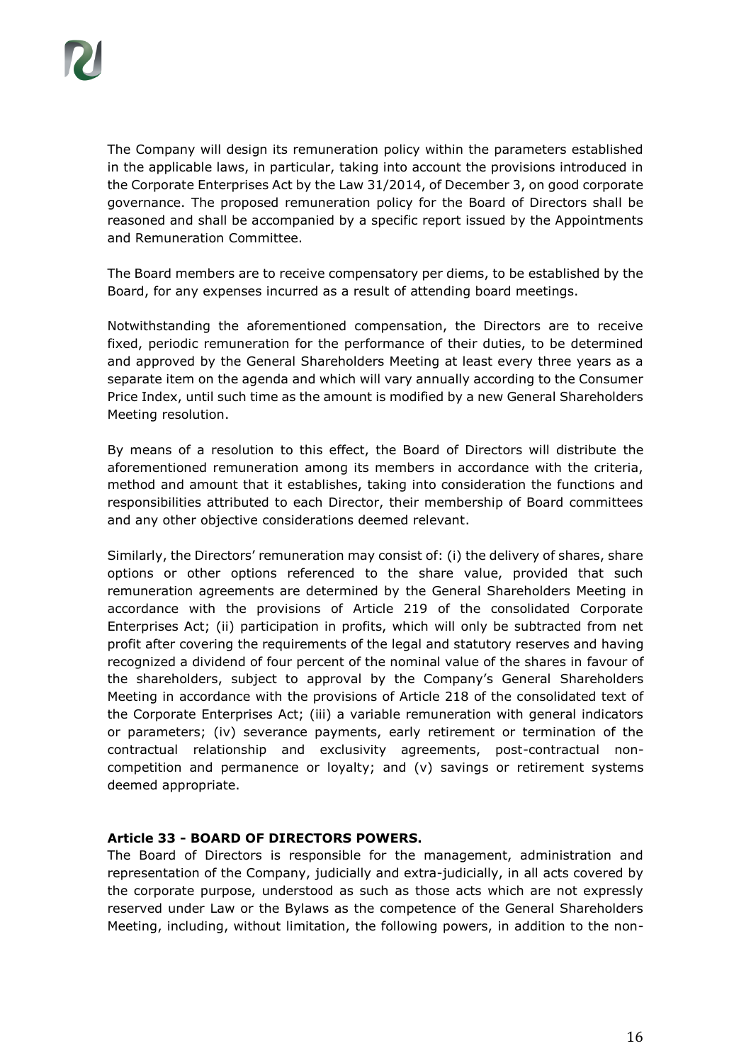The Company will design its remuneration policy within the parameters established in the applicable laws, in particular, taking into account the provisions introduced in the Corporate Enterprises Act by the Law 31/2014, of December 3, on good corporate governance. The proposed remuneration policy for the Board of Directors shall be reasoned and shall be accompanied by a specific report issued by the Appointments and Remuneration Committee.

The Board members are to receive compensatory per diems, to be established by the Board, for any expenses incurred as a result of attending board meetings.

Notwithstanding the aforementioned compensation, the Directors are to receive fixed, periodic remuneration for the performance of their duties, to be determined and approved by the General Shareholders Meeting at least every three years as a separate item on the agenda and which will vary annually according to the Consumer Price Index, until such time as the amount is modified by a new General Shareholders Meeting resolution.

By means of a resolution to this effect, the Board of Directors will distribute the aforementioned remuneration among its members in accordance with the criteria, method and amount that it establishes, taking into consideration the functions and responsibilities attributed to each Director, their membership of Board committees and any other objective considerations deemed relevant.

Similarly, the Directors' remuneration may consist of: (i) the delivery of shares, share options or other options referenced to the share value, provided that such remuneration agreements are determined by the General Shareholders Meeting in accordance with the provisions of Article 219 of the consolidated Corporate Enterprises Act; (ii) participation in profits, which will only be subtracted from net profit after covering the requirements of the legal and statutory reserves and having recognized a dividend of four percent of the nominal value of the shares in favour of the shareholders, subject to approval by the Company's General Shareholders Meeting in accordance with the provisions of Article 218 of the consolidated text of the Corporate Enterprises Act; (iii) a variable remuneration with general indicators or parameters; (iv) severance payments, early retirement or termination of the contractual relationship and exclusivity agreements, post-contractual non-competition and permanence or loyalty; and (v) savings or retirement systems deemed appropriate.

**Article 33 - BOARD OF DIRECTORS POWERS.**

The Board of Directors is responsible for the management, administration and representation of the Company, judicially and extra-judicially, in all acts covered by the corporate purpose, understood as such as those acts which are not expressly reserved under Law or the Bylaws as the competence of the General Shareholders Meeting, including, without limitation, the following powers, in addition to the non-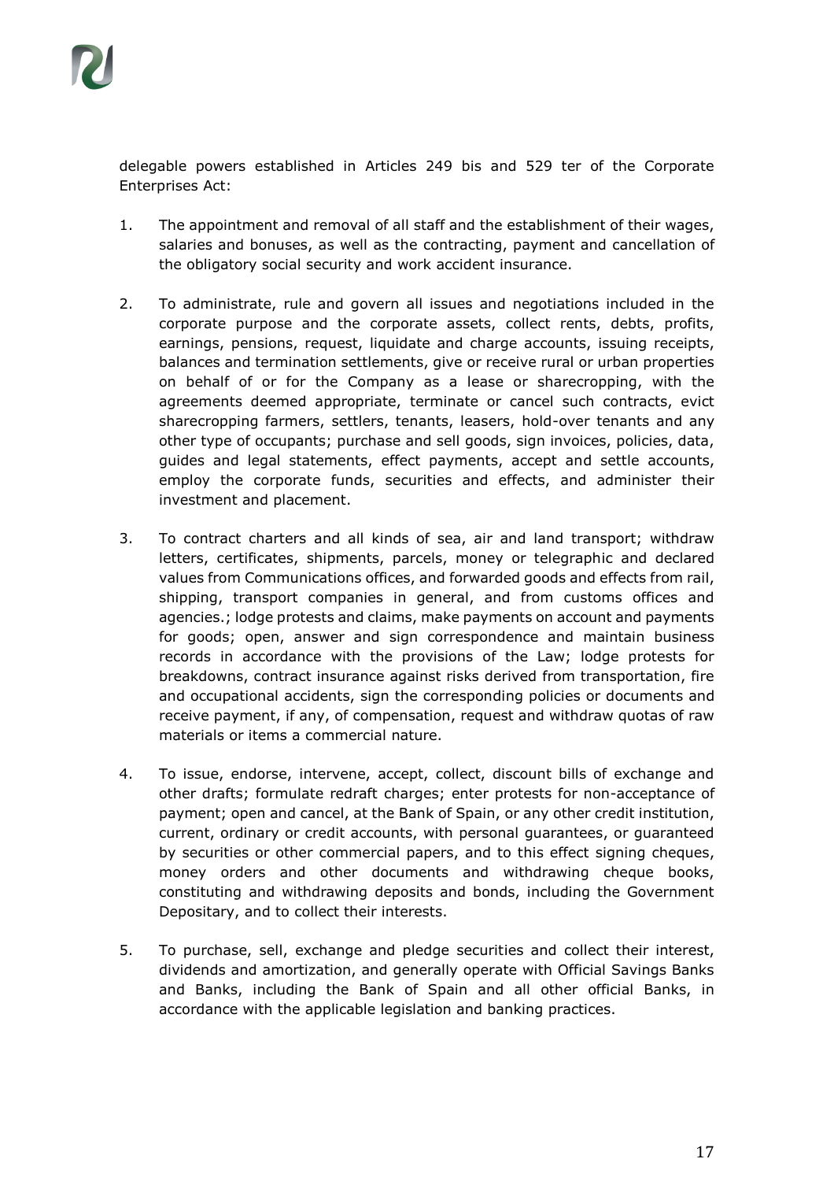delegable powers established in Articles 249 bis and 529 ter of the Corporate Enterprises Act:

1. The appointment and removal of all staff and the establishment of their wages, salaries and bonuses, as well as the contracting, payment and cancellation of the obligatory social security and work accident insurance.

2. To administrate, rule and govern all issues and negotiations included in the corporate purpose and the corporate assets, collect rents, debts, profits, earnings, pensions, request, liquidate and charge accounts, issuing receipts, balances and termination settlements, give or receive rural or urban properties on behalf of or for the Company as a lease or sharecropping, with the agreements deemed appropriate, terminate or cancel such contracts, evict sharecropping farmers, settlers, tenants, leasers, hold-over tenants and any other type of occupants; purchase and sell goods, sign invoices, policies, data, guides and legal statements, effect payments, accept and settle accounts, employ the corporate funds, securities and effects, and administer their investment and placement.

3. To contract charters and all kinds of sea, air and land transport; withdraw letters, certificates, shipments, parcels, money or telegraphic and declared values from Communications offices, and forwarded goods and effects from rail, shipping, transport companies in general, and from customs offices and agencies.; lodge protests and claims, make payments on account and payments for goods; open, answer and sign correspondence and maintain business records in accordance with the provisions of the Law; lodge protests for breakdowns, contract insurance against risks derived from transportation, fire and occupational accidents, sign the corresponding policies or documents and receive payment, if any, of compensation, request and withdraw quotas of raw materials or items a commercial nature.

4. To issue, endorse, intervene, accept, collect, discount bills of exchange and other drafts; formulate redraft charges; enter protests for non-acceptance of payment; open and cancel, at the Bank of Spain, or any other credit institution, current, ordinary or credit accounts, with personal guarantees, or guaranteed by securities or other commercial papers, and to this effect signing cheques, money orders and other documents and withdrawing cheque books, constituting and withdrawing deposits and bonds, including the Government Depositary, and to collect their interests.

5. To purchase, sell, exchange and pledge securities and collect their interest, dividends and amortization, and generally operate with Official Savings Banks and Banks, including the Bank of Spain and all other official Banks, in accordance with the applicable legislation and banking practices.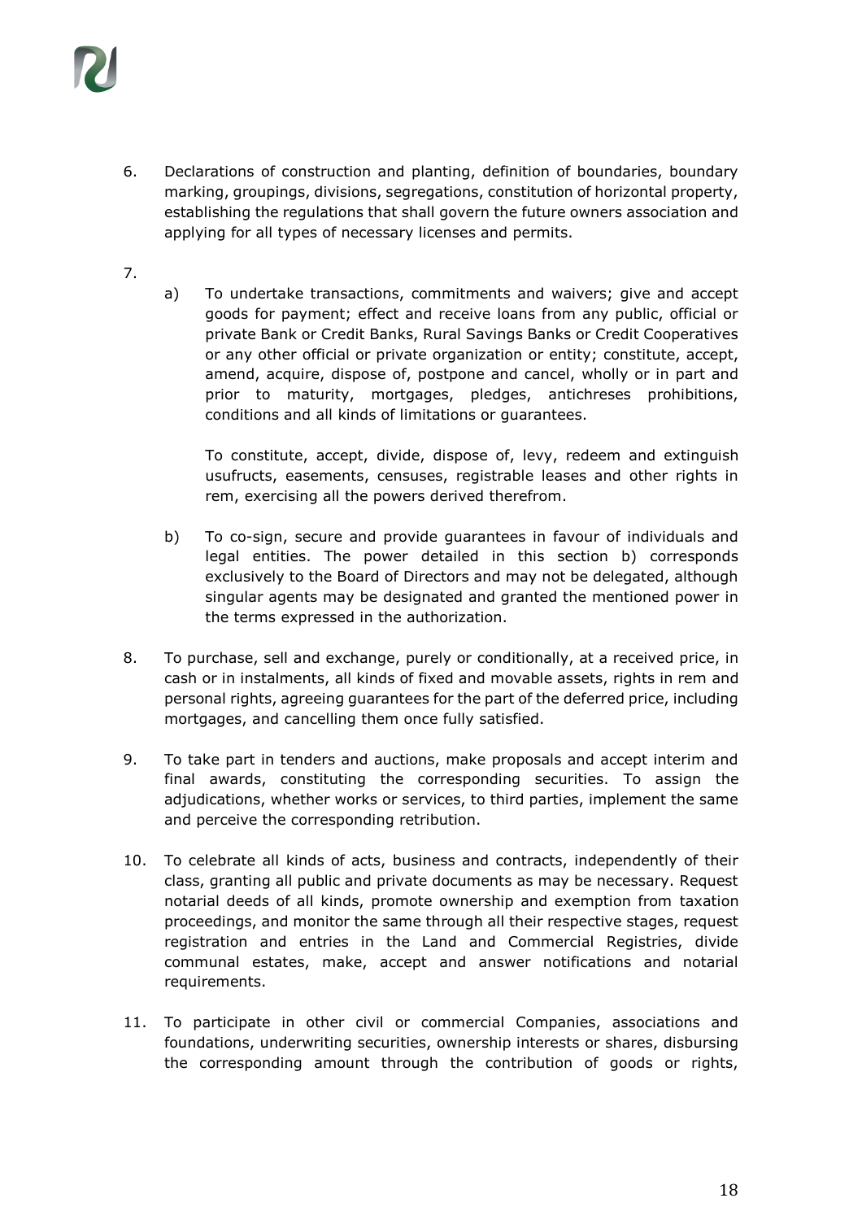6. Declarations of construction and planting, definition of boundaries, boundary marking, groupings, divisions, segregations, constitution of horizontal property, establishing the regulations that shall govern the future owners association and applying for all types of necessary licenses and permits.

7.
   a) To undertake transactions, commitments and waivers; give and accept goods for payment; effect and receive loans from any public, official or private Bank or Credit Banks, Rural Savings Banks or Credit Cooperatives or any other official or private organization or entity; constitute, accept, amend, acquire, dispose of, postpone and cancel, wholly or in part and prior to maturity, mortgages, pledges, antichreses prohibitions, conditions and all kinds of limitations or guarantees.

      To constitute, accept, divide, dispose of, levy, redeem and extinguish usufructs, easements, censuses, registrable leases and other rights in rem, exercising all the powers derived therefrom.

   b) To co-sign, secure and provide guarantees in favour of individuals and legal entities. The power detailed in this section b) corresponds exclusively to the Board of Directors and may not be delegated, although singular agents may be designated and granted the mentioned power in the terms expressed in the authorization.

8. To purchase, sell and exchange, purely or conditionally, at a received price, in cash or in instalments, all kinds of fixed and movable assets, rights in rem and personal rights, agreeing guarantees for the part of the deferred price, including mortgages, and cancelling them once fully satisfied.

9. To take part in tenders and auctions, make proposals and accept interim and final awards, constituting the corresponding securities. To assign the adjudications, whether works or services, to third parties, implement the same and perceive the corresponding retribution.

10. To celebrate all kinds of acts, business and contracts, independently of their class, granting all public and private documents as may be necessary. Request notarial deeds of all kinds, promote ownership and exemption from taxation proceedings, and monitor the same through all their respective stages, request registration and entries in the Land and Commercial Registries, divide communal estates, make, accept and answer notifications and notarial requirements.

11. To participate in other civil or commercial Companies, associations and foundations, underwriting securities, ownership interests or shares, disbursing the corresponding amount through the contribution of goods or rights,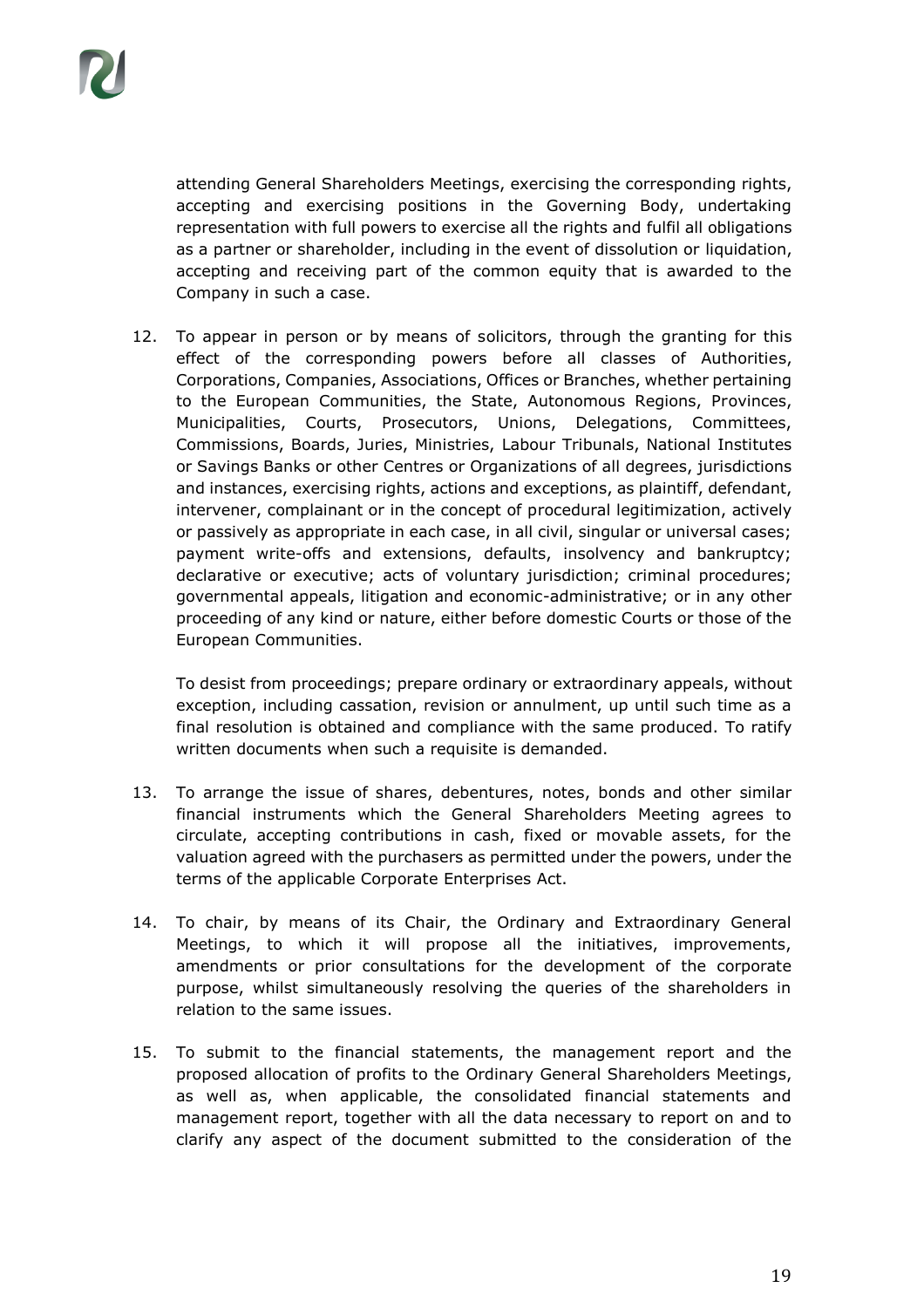attending General Shareholders Meetings, exercising the corresponding rights, accepting and exercising positions in the Governing Body, undertaking representation with full powers to exercise all the rights and fulfil all obligations as a partner or shareholder, including in the event of dissolution or liquidation, accepting and receiving part of the common equity that is awarded to the Company in such a case.

12. To appear in person or by means of solicitors, through the granting for this effect of the corresponding powers before all classes of Authorities, Corporations, Companies, Associations, Offices or Branches, whether pertaining to the European Communities, the State, Autonomous Regions, Provinces, Municipalities, Courts, Prosecutors, Unions, Delegations, Committees, Commissions, Boards, Juries, Ministries, Labour Tribunals, National Institutes or Savings Banks or other Centres or Organizations of all degrees, jurisdictions and instances, exercising rights, actions and exceptions, as plaintiff, defendant, intervener, complainant or in the concept of procedural legitimization, actively or passively as appropriate in each case, in all civil, singular or universal cases; payment write-offs and extensions, defaults, insolvency and bankruptcy; declarative or executive; acts of voluntary jurisdiction; criminal procedures; governmental appeals, litigation and economic-administrative; or in any other proceeding of any kind or nature, either before domestic Courts or those of the European Communities.

    To desist from proceedings; prepare ordinary or extraordinary appeals, without exception, including cassation, revision or annulment, up until such time as a final resolution is obtained and compliance with the same produced. To ratify written documents when such a requisite is demanded.

13. To arrange the issue of shares, debentures, notes, bonds and other similar financial instruments which the General Shareholders Meeting agrees to circulate, accepting contributions in cash, fixed or movable assets, for the valuation agreed with the purchasers as permitted under the powers, under the terms of the applicable Corporate Enterprises Act.

14. To chair, by means of its Chair, the Ordinary and Extraordinary General Meetings, to which it will propose all the initiatives, improvements, amendments or prior consultations for the development of the corporate purpose, whilst simultaneously resolving the queries of the shareholders in relation to the same issues.

15. To submit to the financial statements, the management report and the proposed allocation of profits to the Ordinary General Shareholders Meetings, as well as, when applicable, the consolidated financial statements and management report, together with all the data necessary to report on and to clarify any aspect of the document submitted to the consideration of the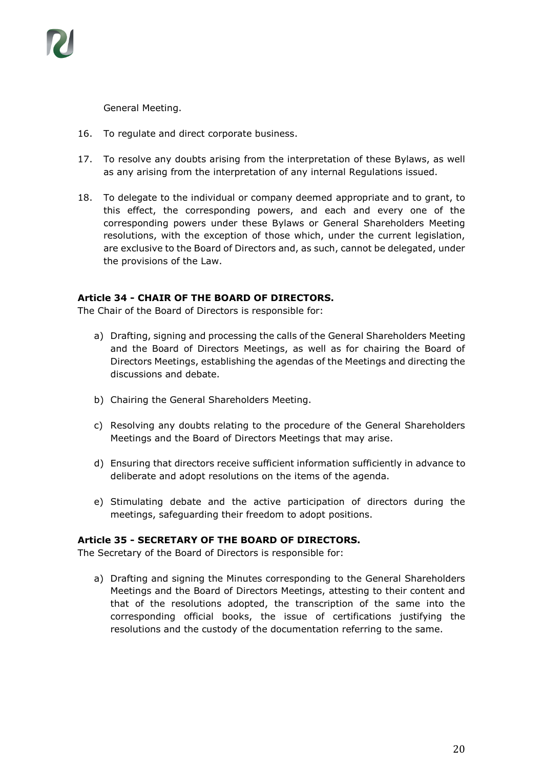General Meeting.

16. To regulate and direct corporate business.

17. To resolve any doubts arising from the interpretation of these Bylaws, as well as any arising from the interpretation of any internal Regulations issued.

18. To delegate to the individual or company deemed appropriate and to grant, to this effect, the corresponding powers, and each and every one of the corresponding powers under these Bylaws or General Shareholders Meeting resolutions, with the exception of those which, under the current legislation, are exclusive to the Board of Directors and, as such, cannot be delegated, under the provisions of the Law.

**Article 34 - CHAIR OF THE BOARD OF DIRECTORS.**

The Chair of the Board of Directors is responsible for:

a) Drafting, signing and processing the calls of the General Shareholders Meeting and the Board of Directors Meetings, as well as for chairing the Board of Directors Meetings, establishing the agendas of the Meetings and directing the discussions and debate.

b) Chairing the General Shareholders Meeting.

c) Resolving any doubts relating to the procedure of the General Shareholders Meetings and the Board of Directors Meetings that may arise.

d) Ensuring that directors receive sufficient information sufficiently in advance to deliberate and adopt resolutions on the items of the agenda.

e) Stimulating debate and the active participation of directors during the meetings, safeguarding their freedom to adopt positions.

**Article 35 - SECRETARY OF THE BOARD OF DIRECTORS.**

The Secretary of the Board of Directors is responsible for:

a) Drafting and signing the Minutes corresponding to the General Shareholders Meetings and the Board of Directors Meetings, attesting to their content and that of the resolutions adopted, the transcription of the same into the corresponding official books, the issue of certifications justifying the resolutions and the custody of the documentation referring to the same.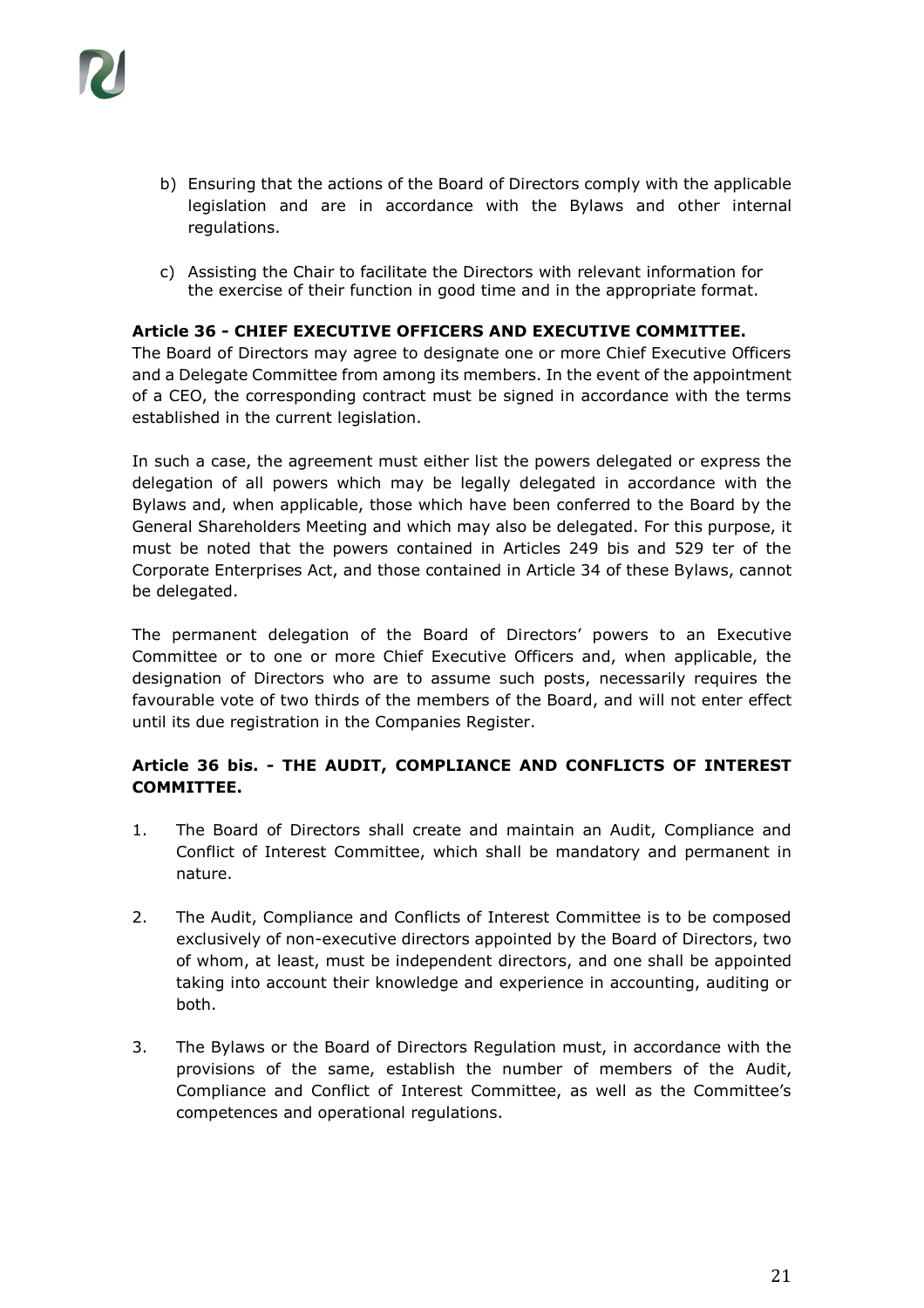b) Ensuring that the actions of the Board of Directors comply with the applicable legislation and are in accordance with the Bylaws and other internal regulations.

c) Assisting the Chair to facilitate the Directors with relevant information for the exercise of their function in good time and in the appropriate format.

**Article 36 - CHIEF EXECUTIVE OFFICERS AND EXECUTIVE COMMITTEE.**

The Board of Directors may agree to designate one or more Chief Executive Officers and a Delegate Committee from among its members. In the event of the appointment of a CEO, the corresponding contract must be signed in accordance with the terms established in the current legislation.

In such a case, the agreement must either list the powers delegated or express the delegation of all powers which may be legally delegated in accordance with the Bylaws and, when applicable, those which have been conferred to the Board by the General Shareholders Meeting and which may also be delegated. For this purpose, it must be noted that the powers contained in Articles 249 bis and 529 ter of the Corporate Enterprises Act, and those contained in Article 34 of these Bylaws, cannot be delegated.

The permanent delegation of the Board of Directors' powers to an Executive Committee or to one or more Chief Executive Officers and, when applicable, the designation of Directors who are to assume such posts, necessarily requires the favourable vote of two thirds of the members of the Board, and will not enter effect until its due registration in the Companies Register.

**Article 36 bis. - THE AUDIT, COMPLIANCE AND CONFLICTS OF INTEREST COMMITTEE.**

1. The Board of Directors shall create and maintain an Audit, Compliance and Conflict of Interest Committee, which shall be mandatory and permanent in nature.

2. The Audit, Compliance and Conflicts of Interest Committee is to be composed exclusively of non-executive directors appointed by the Board of Directors, two of whom, at least, must be independent directors, and one shall be appointed taking into account their knowledge and experience in accounting, auditing or both.

3. The Bylaws or the Board of Directors Regulation must, in accordance with the provisions of the same, establish the number of members of the Audit, Compliance and Conflict of Interest Committee, as well as the Committee's competences and operational regulations.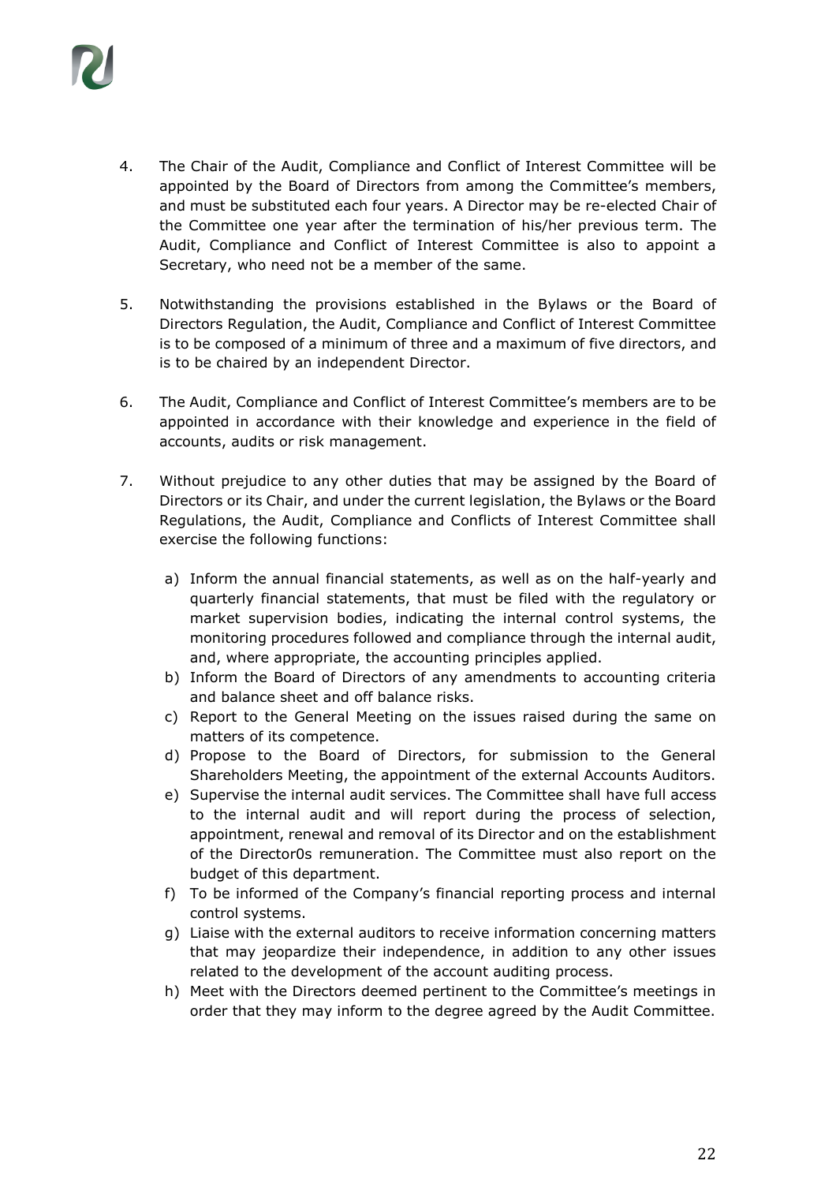4. The Chair of the Audit, Compliance and Conflict of Interest Committee will be appointed by the Board of Directors from among the Committee's members, and must be substituted each four years. A Director may be re-elected Chair of the Committee one year after the termination of his/her previous term. The Audit, Compliance and Conflict of Interest Committee is also to appoint a Secretary, who need not be a member of the same.

5. Notwithstanding the provisions established in the Bylaws or the Board of Directors Regulation, the Audit, Compliance and Conflict of Interest Committee is to be composed of a minimum of three and a maximum of five directors, and is to be chaired by an independent Director.

6. The Audit, Compliance and Conflict of Interest Committee's members are to be appointed in accordance with their knowledge and experience in the field of accounts, audits or risk management.

7. Without prejudice to any other duties that may be assigned by the Board of Directors or its Chair, and under the current legislation, the Bylaws or the Board Regulations, the Audit, Compliance and Conflicts of Interest Committee shall exercise the following functions:

   a) Inform the annual financial statements, as well as on the half-yearly and quarterly financial statements, that must be filed with the regulatory or market supervision bodies, indicating the internal control systems, the monitoring procedures followed and compliance through the internal audit, and, where appropriate, the accounting principles applied.
   b) Inform the Board of Directors of any amendments to accounting criteria and balance sheet and off balance risks.
   c) Report to the General Meeting on the issues raised during the same on matters of its competence.
   d) Propose to the Board of Directors, for submission to the General Shareholders Meeting, the appointment of the external Accounts Auditors.
   e) Supervise the internal audit services. The Committee shall have full access to the internal audit and will report during the process of selection, appointment, renewal and removal of its Director and on the establishment of the Director0s remuneration. The Committee must also report on the budget of this department.
   f) To be informed of the Company's financial reporting process and internal control systems.
   g) Liaise with the external auditors to receive information concerning matters that may jeopardize their independence, in addition to any other issues related to the development of the account auditing process.
   h) Meet with the Directors deemed pertinent to the Committee's meetings in order that they may inform to the degree agreed by the Audit Committee.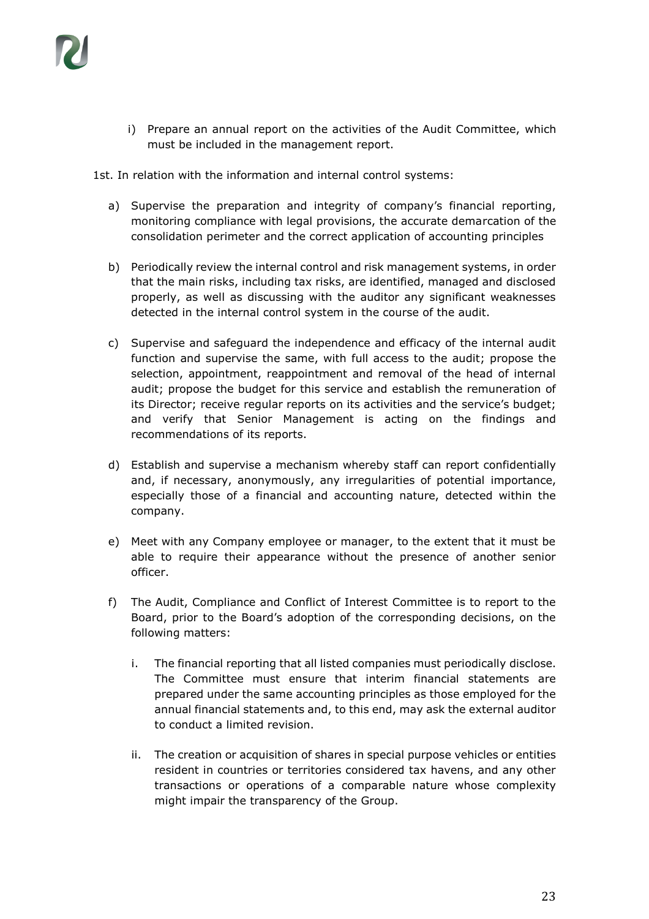i) Prepare an annual report on the activities of the Audit Committee, which must be included in the management report.

1st. In relation with the information and internal control systems:

a) Supervise the preparation and integrity of company's financial reporting, monitoring compliance with legal provisions, the accurate demarcation of the consolidation perimeter and the correct application of accounting principles

b) Periodically review the internal control and risk management systems, in order that the main risks, including tax risks, are identified, managed and disclosed properly, as well as discussing with the auditor any significant weaknesses detected in the internal control system in the course of the audit.

c) Supervise and safeguard the independence and efficacy of the internal audit function and supervise the same, with full access to the audit; propose the selection, appointment, reappointment and removal of the head of internal audit; propose the budget for this service and establish the remuneration of its Director; receive regular reports on its activities and the service's budget; and verify that Senior Management is acting on the findings and recommendations of its reports.

d) Establish and supervise a mechanism whereby staff can report confidentially and, if necessary, anonymously, any irregularities of potential importance, especially those of a financial and accounting nature, detected within the company.

e) Meet with any Company employee or manager, to the extent that it must be able to require their appearance without the presence of another senior officer.

f) The Audit, Compliance and Conflict of Interest Committee is to report to the Board, prior to the Board's adoption of the corresponding decisions, on the following matters:

   i. The financial reporting that all listed companies must periodically disclose. The Committee must ensure that interim financial statements are prepared under the same accounting principles as those employed for the annual financial statements and, to this end, may ask the external auditor to conduct a limited revision.

   ii. The creation or acquisition of shares in special purpose vehicles or entities resident in countries or territories considered tax havens, and any other transactions or operations of a comparable nature whose complexity might impair the transparency of the Group.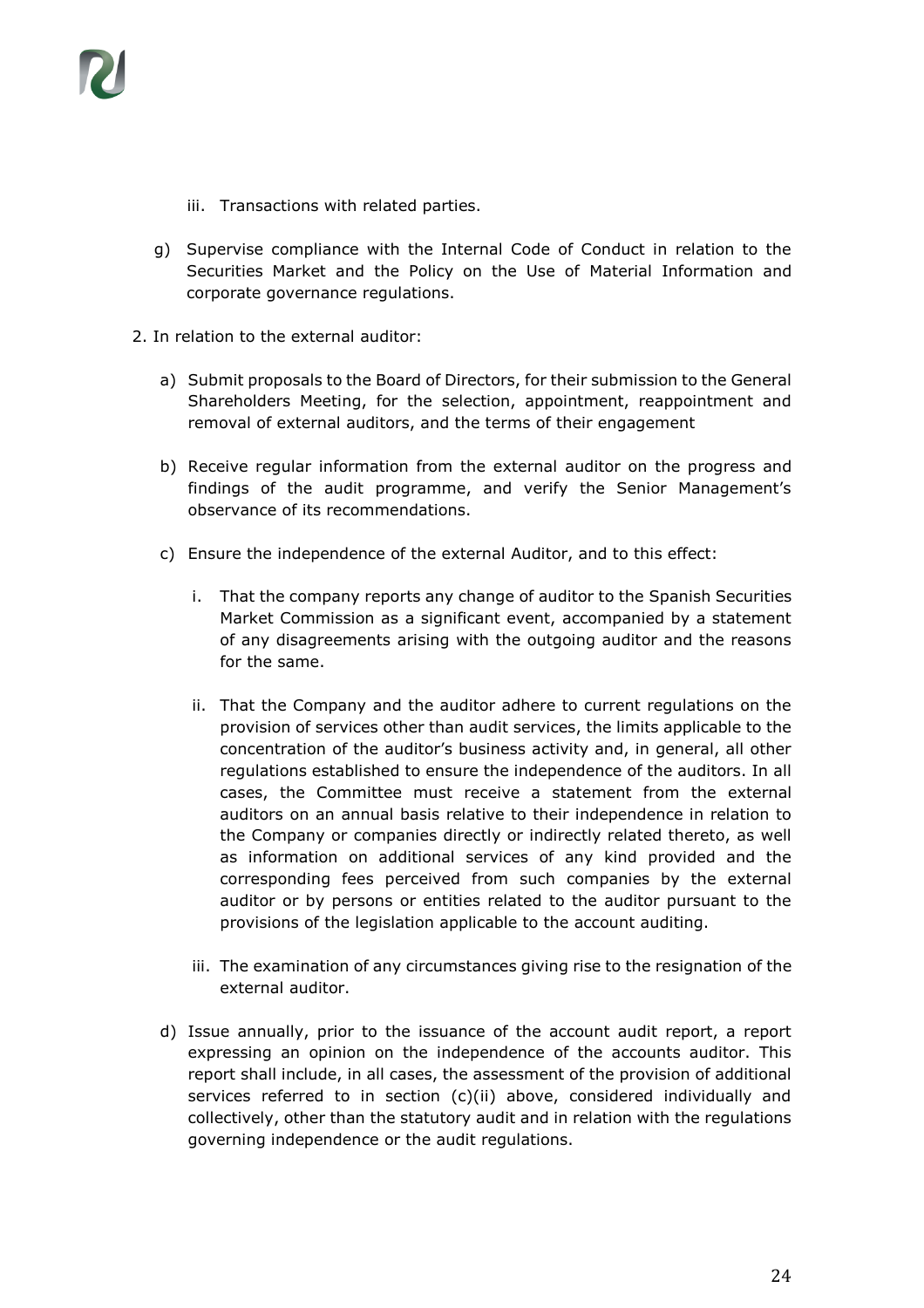iii. Transactions with related parties.

g) Supervise compliance with the Internal Code of Conduct in relation to the Securities Market and the Policy on the Use of Material Information and corporate governance regulations.

2. In relation to the external auditor:

   a) Submit proposals to the Board of Directors, for their submission to the General Shareholders Meeting, for the selection, appointment, reappointment and removal of external auditors, and the terms of their engagement

   b) Receive regular information from the external auditor on the progress and findings of the audit programme, and verify the Senior Management's observance of its recommendations.

   c) Ensure the independence of the external Auditor, and to this effect:

      i. That the company reports any change of auditor to the Spanish Securities Market Commission as a significant event, accompanied by a statement of any disagreements arising with the outgoing auditor and the reasons for the same.

      ii. That the Company and the auditor adhere to current regulations on the provision of services other than audit services, the limits applicable to the concentration of the auditor's business activity and, in general, all other regulations established to ensure the independence of the auditors. In all cases, the Committee must receive a statement from the external auditors on an annual basis relative to their independence in relation to the Company or companies directly or indirectly related thereto, as well as information on additional services of any kind provided and the corresponding fees perceived from such companies by the external auditor or by persons or entities related to the auditor pursuant to the provisions of the legislation applicable to the account auditing.

      iii. The examination of any circumstances giving rise to the resignation of the external auditor.

   d) Issue annually, prior to the issuance of the account audit report, a report expressing an opinion on the independence of the accounts auditor. This report shall include, in all cases, the assessment of the provision of additional services referred to in section (c)(ii) above, considered individually and collectively, other than the statutory audit and in relation with the regulations governing independence or the audit regulations.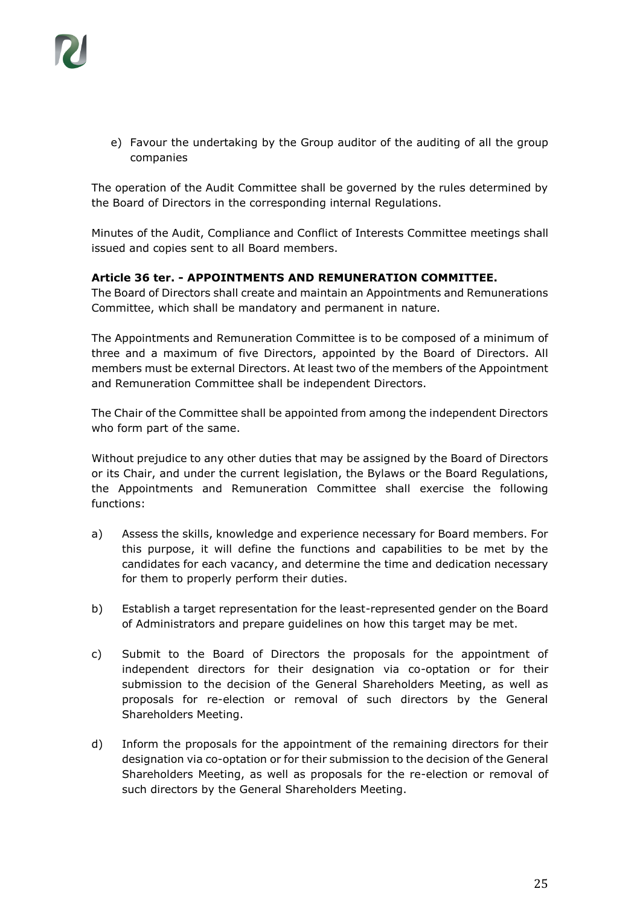e) Favour the undertaking by the Group auditor of the auditing of all the group companies

The operation of the Audit Committee shall be governed by the rules determined by the Board of Directors in the corresponding internal Regulations.

Minutes of the Audit, Compliance and Conflict of Interests Committee meetings shall issued and copies sent to all Board members.

**Article 36 ter. - APPOINTMENTS AND REMUNERATION COMMITTEE.**

The Board of Directors shall create and maintain an Appointments and Remunerations Committee, which shall be mandatory and permanent in nature.

The Appointments and Remuneration Committee is to be composed of a minimum of three and a maximum of five Directors, appointed by the Board of Directors. All members must be external Directors. At least two of the members of the Appointment and Remuneration Committee shall be independent Directors.

The Chair of the Committee shall be appointed from among the independent Directors who form part of the same.

Without prejudice to any other duties that may be assigned by the Board of Directors or its Chair, and under the current legislation, the Bylaws or the Board Regulations, the Appointments and Remuneration Committee shall exercise the following functions:

a) Assess the skills, knowledge and experience necessary for Board members. For this purpose, it will define the functions and capabilities to be met by the candidates for each vacancy, and determine the time and dedication necessary for them to properly perform their duties.

b) Establish a target representation for the least-represented gender on the Board of Administrators and prepare guidelines on how this target may be met.

c) Submit to the Board of Directors the proposals for the appointment of independent directors for their designation via co-optation or for their submission to the decision of the General Shareholders Meeting, as well as proposals for re-election or removal of such directors by the General Shareholders Meeting.

d) Inform the proposals for the appointment of the remaining directors for their designation via co-optation or for their submission to the decision of the General Shareholders Meeting, as well as proposals for the re-election or removal of such directors by the General Shareholders Meeting.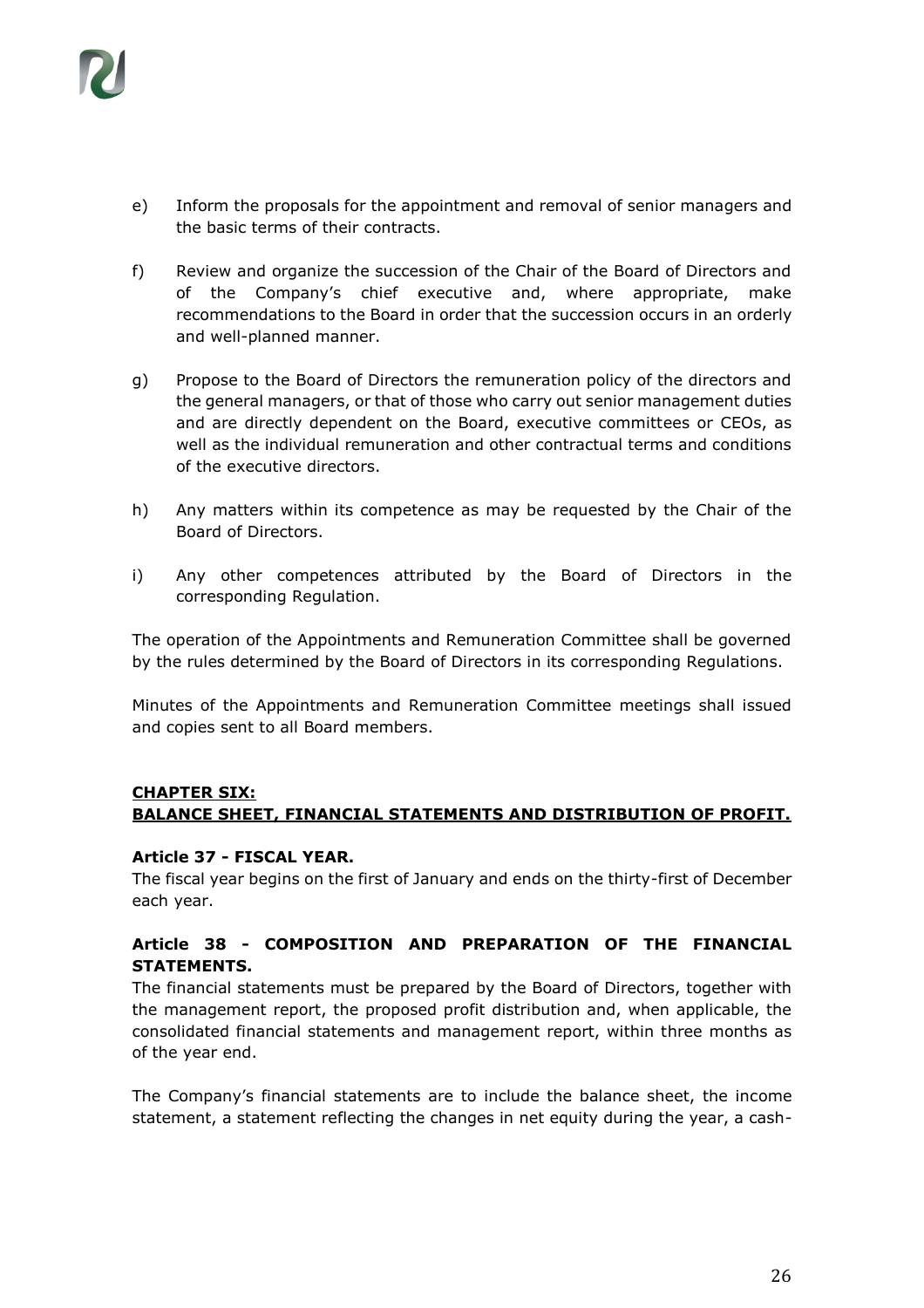e) Inform the proposals for the appointment and removal of senior managers and the basic terms of their contracts.

f) Review and organize the succession of the Chair of the Board of Directors and of the Company's chief executive and, where appropriate, make recommendations to the Board in order that the succession occurs in an orderly and well-planned manner.

g) Propose to the Board of Directors the remuneration policy of the directors and the general managers, or that of those who carry out senior management duties and are directly dependent on the Board, executive committees or CEOs, as well as the individual remuneration and other contractual terms and conditions of the executive directors.

h) Any matters within its competence as may be requested by the Chair of the Board of Directors.

i) Any other competences attributed by the Board of Directors in the corresponding Regulation.

The operation of the Appointments and Remuneration Committee shall be governed by the rules determined by the Board of Directors in its corresponding Regulations.

Minutes of the Appointments and Remuneration Committee meetings shall issued and copies sent to all Board members.

## CHAPTER SIX: BALANCE SHEET, FINANCIAL STATEMENTS AND DISTRIBUTION OF PROFIT.

**Article 37 - FISCAL YEAR.**
The fiscal year begins on the first of January and ends on the thirty-first of December each year.

**Article 38 - COMPOSITION AND PREPARATION OF THE FINANCIAL STATEMENTS.**
The financial statements must be prepared by the Board of Directors, together with the management report, the proposed profit distribution and, when applicable, the consolidated financial statements and management report, within three months as of the year end.

The Company's financial statements are to include the balance sheet, the income statement, a statement reflecting the changes in net equity during the year, a cash-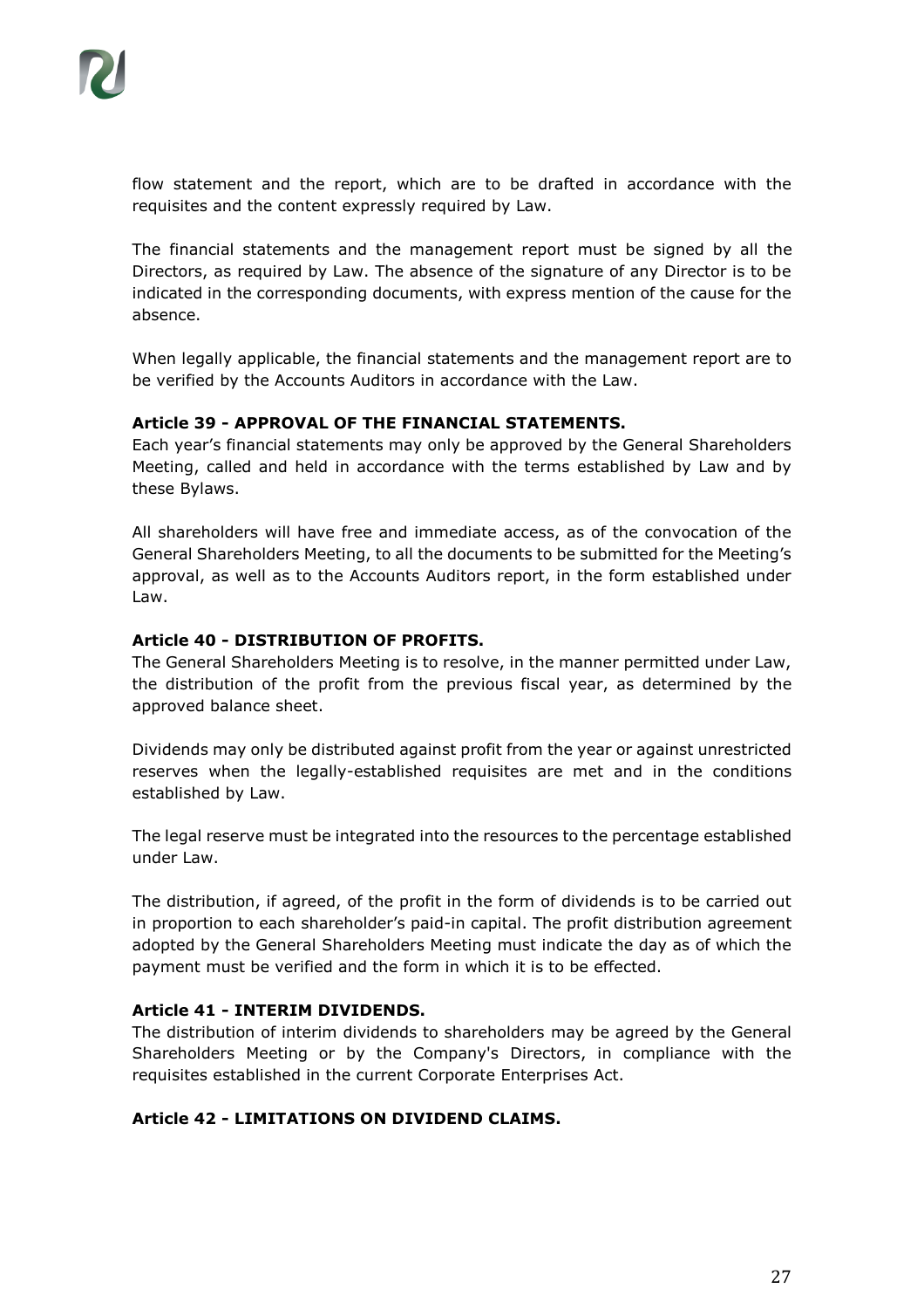flow statement and the report, which are to be drafted in accordance with the requisites and the content expressly required by Law.

The financial statements and the management report must be signed by all the Directors, as required by Law. The absence of the signature of any Director is to be indicated in the corresponding documents, with express mention of the cause for the absence.

When legally applicable, the financial statements and the management report are to be verified by the Accounts Auditors in accordance with the Law.

**Article 39 - APPROVAL OF THE FINANCIAL STATEMENTS.**
Each year's financial statements may only be approved by the General Shareholders Meeting, called and held in accordance with the terms established by Law and by these Bylaws.

All shareholders will have free and immediate access, as of the convocation of the General Shareholders Meeting, to all the documents to be submitted for the Meeting's approval, as well as to the Accounts Auditors report, in the form established under Law.

**Article 40 - DISTRIBUTION OF PROFITS.**
The General Shareholders Meeting is to resolve, in the manner permitted under Law, the distribution of the profit from the previous fiscal year, as determined by the approved balance sheet.

Dividends may only be distributed against profit from the year or against unrestricted reserves when the legally-established requisites are met and in the conditions established by Law.

The legal reserve must be integrated into the resources to the percentage established under Law.

The distribution, if agreed, of the profit in the form of dividends is to be carried out in proportion to each shareholder's paid-in capital. The profit distribution agreement adopted by the General Shareholders Meeting must indicate the day as of which the payment must be verified and the form in which it is to be effected.

**Article 41 - INTERIM DIVIDENDS.**
The distribution of interim dividends to shareholders may be agreed by the General Shareholders Meeting or by the Company's Directors, in compliance with the requisites established in the current Corporate Enterprises Act.

**Article 42 - LIMITATIONS ON DIVIDEND CLAIMS.**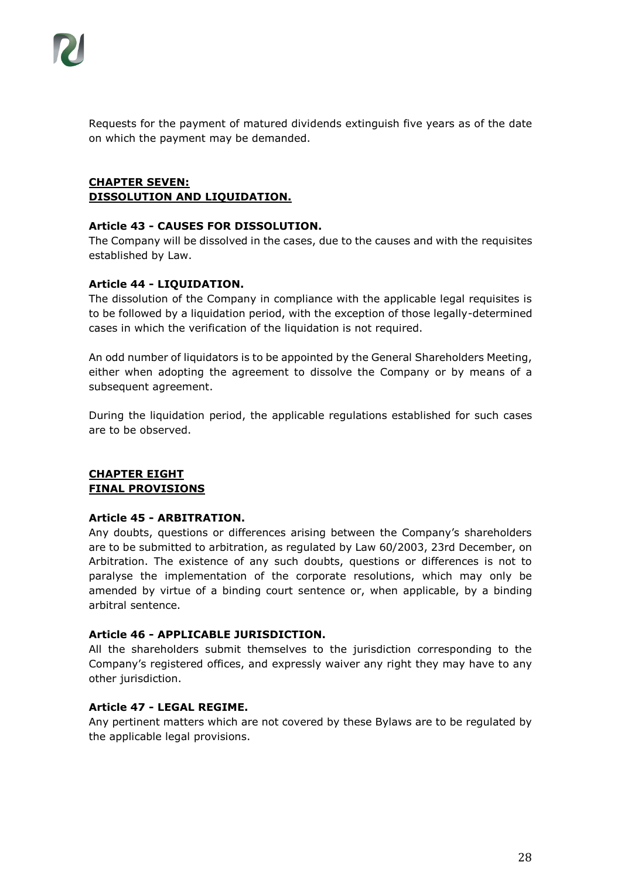Requests for the payment of matured dividends extinguish five years as of the date on which the payment may be demanded.

## CHAPTER SEVEN: DISSOLUTION AND LIQUIDATION.

### Article 43 - CAUSES FOR DISSOLUTION.

The Company will be dissolved in the cases, due to the causes and with the requisites established by Law.

### Article 44 - LIQUIDATION.

The dissolution of the Company in compliance with the applicable legal requisites is to be followed by a liquidation period, with the exception of those legally-determined cases in which the verification of the liquidation is not required.

An odd number of liquidators is to be appointed by the General Shareholders Meeting, either when adopting the agreement to dissolve the Company or by means of a subsequent agreement.

During the liquidation period, the applicable regulations established for such cases are to be observed.

## CHAPTER EIGHT FINAL PROVISIONS

### Article 45 - ARBITRATION.

Any doubts, questions or differences arising between the Company's shareholders are to be submitted to arbitration, as regulated by Law 60/2003, 23rd December, on Arbitration. The existence of any such doubts, questions or differences is not to paralyse the implementation of the corporate resolutions, which may only be amended by virtue of a binding court sentence or, when applicable, by a binding arbitral sentence.

### Article 46 - APPLICABLE JURISDICTION.

All the shareholders submit themselves to the jurisdiction corresponding to the Company's registered offices, and expressly waiver any right they may have to any other jurisdiction.

### Article 47 - LEGAL REGIME.

Any pertinent matters which are not covered by these Bylaws are to be regulated by the applicable legal provisions.